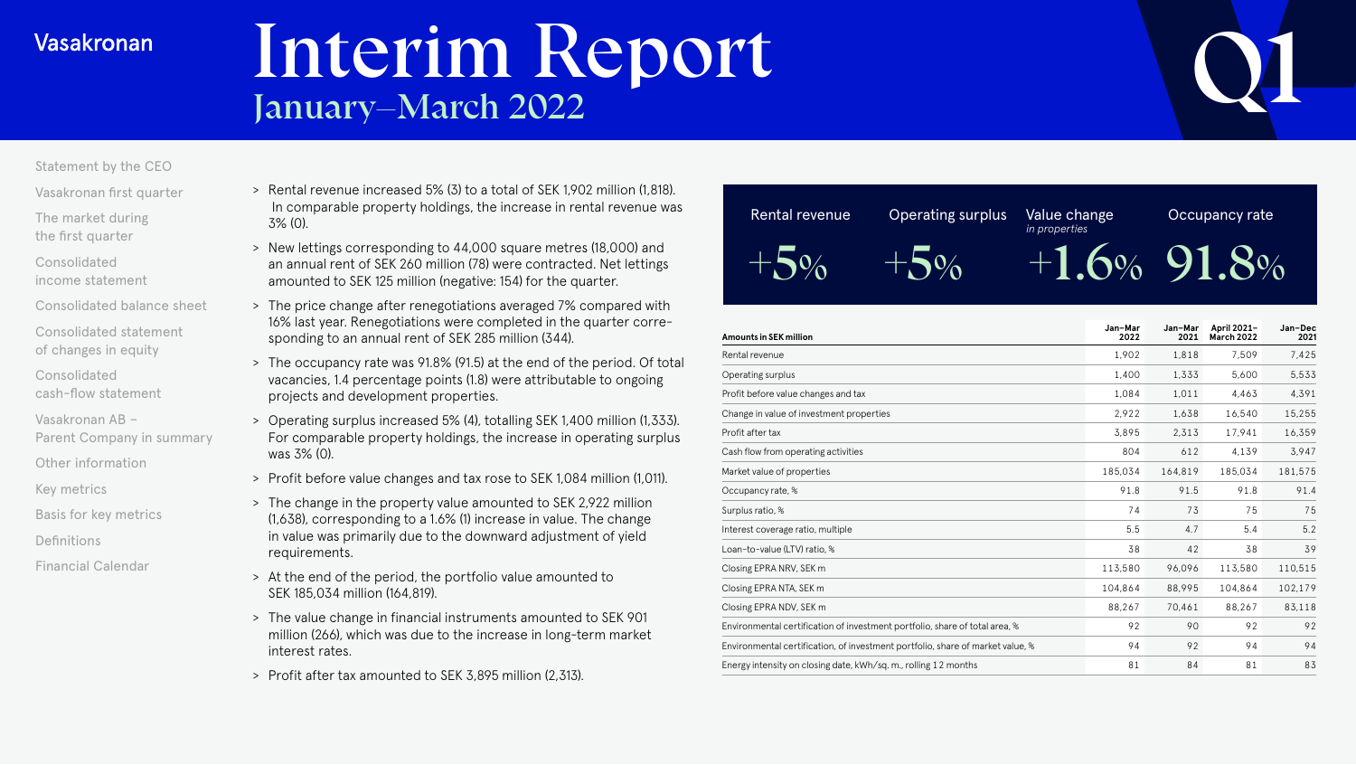Vasakronan

# Interim Report
## January–March 2022

Q1

- Statement by the CEO
- Vasakronan first quarter
- The market during the first quarter
- Consolidated income statement
- Consolidated balance sheet
- Consolidated statement of changes in equity
- Consolidated cash-flow statement
- Vasakronan AB – Parent Company in summary
- Other information
- Key metrics
- Basis for key metrics
- Definitions
- Financial Calendar

> Rental revenue increased 5% (3) to a total of SEK 1,902 million (1,818). In comparable property holdings, the increase in rental revenue was 3% (0).

> New lettings corresponding to 44,000 square metres (18,000) and an annual rent of SEK 260 million (78) were contracted. Net lettings amounted to SEK 125 million (negative: 154) for the quarter.

> The price change after renegotiations averaged 7% compared with 16% last year. Renegotiations were completed in the quarter corresponding to an annual rent of SEK 285 million (344).

> The occupancy rate was 91.8% (91.5) at the end of the period. Of total vacancies, 1.4 percentage points (1.8) were attributable to ongoing projects and development properties.

> Operating surplus increased 5% (4), totalling SEK 1,400 million (1,333). For comparable property holdings, the increase in operating surplus was 3% (0).

> Profit before value changes and tax rose to SEK 1,084 million (1,011).

> The change in the property value amounted to SEK 2,922 million (1,638), corresponding to a 1.6% (1) increase in value. The change in value was primarily due to the downward adjustment of yield requirements.

> At the end of the period, the portfolio value amounted to SEK 185,034 million (164,819).

> The value change in financial instruments amounted to SEK 901 million (266), which was due to the increase in long-term market interest rates.

> Profit after tax amounted to SEK 3,895 million (2,313).

| Rental revenue | Operating surplus | Value change *in properties* | Occupancy rate |
|---|---|---|---|
| +5% | +5% | +1.6% | 91.8% |

| Amounts in SEK million | Jan–Mar 2022 | Jan–Mar 2021 | April 2021–March 2022 | Jan–Dec 2021 |
|---|---|---|---|---|
| Rental revenue | 1,902 | 1,818 | 7,509 | 7,425 |
| Operating surplus | 1,400 | 1,333 | 5,600 | 5,533 |
| Profit before value changes and tax | 1,084 | 1,011 | 4,463 | 4,391 |
| Change in value of investment properties | 2,922 | 1,638 | 16,540 | 15,255 |
| Profit after tax | 3,895 | 2,313 | 17,941 | 16,359 |
| Cash flow from operating activities | 804 | 612 | 4,139 | 3,947 |
| Market value of properties | 185,034 | 164,819 | 185,034 | 181,575 |
| Occupancy rate, % | 91.8 | 91.5 | 91.8 | 91.4 |
| Surplus ratio, % | 74 | 73 | 75 | 75 |
| Interest coverage ratio, multiple | 5.5 | 4.7 | 5.4 | 5.2 |
| Loan-to-value (LTV) ratio, % | 38 | 42 | 38 | 39 |
| Closing EPRA NRV, SEK m | 113,580 | 96,096 | 113,580 | 110,515 |
| Closing EPRA NTA, SEK m | 104,864 | 88,995 | 104,864 | 102,179 |
| Closing EPRA NDV, SEK m | 88,267 | 70,461 | 88,267 | 83,118 |
| Environmental certification of investment portfolio, share of total area, % | 92 | 90 | 92 | 92 |
| Environmental certification, of investment portfolio, share of market value, % | 94 | 92 | 94 | 94 |
| Energy intensity on closing date, kWh/sq. m., rolling 12 months | 81 | 84 | 81 | 83 |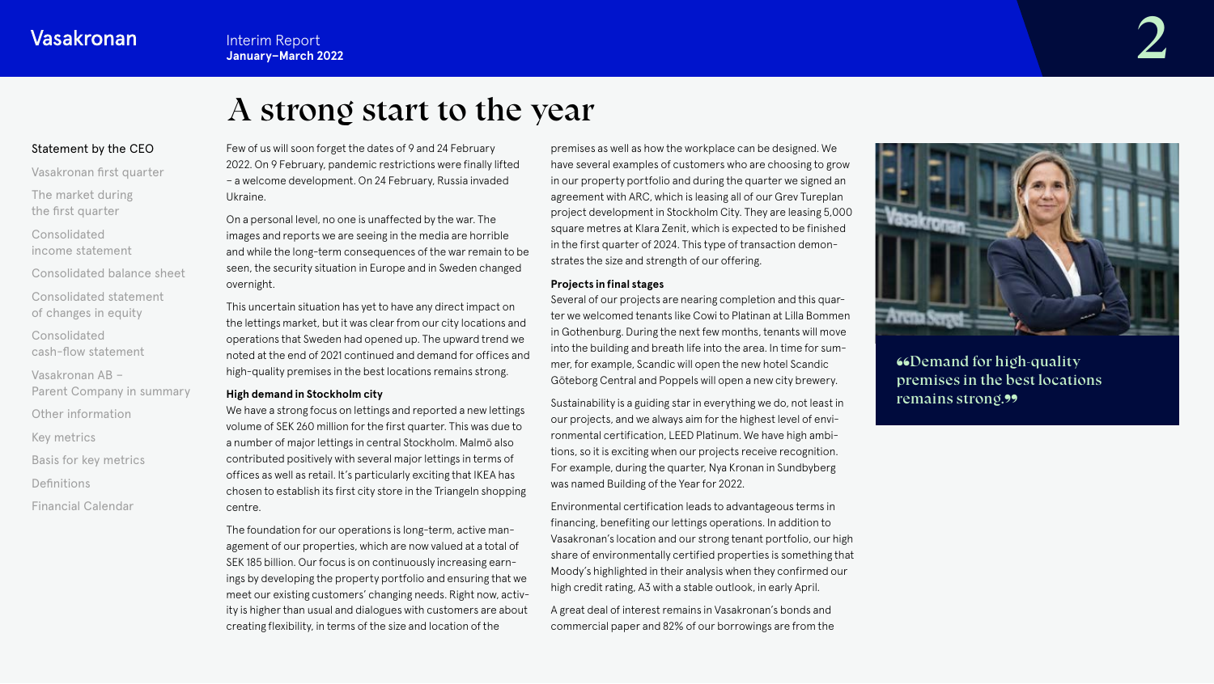# A strong start to the year

Few of us will soon forget the dates of 9 and 24 February 2022. On 9 February, pandemic restrictions were finally lifted – a welcome development. On 24 February, Russia invaded Ukraine.

On a personal level, no one is unaffected by the war. The images and reports we are seeing in the media are horrible and while the long-term consequences of the war remain to be seen, the security situation in Europe and in Sweden changed overnight.

This uncertain situation has yet to have any direct impact on the lettings market, but it was clear from our city locations and operations that Sweden had opened up. The upward trend we noted at the end of 2021 continued and demand for offices and high-quality premises in the best locations remains strong.

**High demand in Stockholm city**

We have a strong focus on lettings and reported a new lettings volume of SEK 260 million for the first quarter. This was due to a number of major lettings in central Stockholm. Malmö also contributed positively with several major lettings in terms of offices as well as retail. It's particularly exciting that IKEA has chosen to establish its first city store in the Triangeln shopping centre.

The foundation for our operations is long-term, active management of our properties, which are now valued at a total of SEK 185 billion. Our focus is on continuously increasing earnings by developing the property portfolio and ensuring that we meet our existing customers' changing needs. Right now, activity is higher than usual and dialogues with customers are about creating flexibility, in terms of the size and location of the premises as well as how the workplace can be designed. We have several examples of customers who are choosing to grow in our property portfolio and during the quarter we signed an agreement with ARC, which is leasing all of our Grev Tureplan project development in Stockholm City. They are leasing 5,000 square metres at Klara Zenit, which is expected to be finished in the first quarter of 2024. This type of transaction demonstrates the size and strength of our offering.

**Projects in final stages**

Several of our projects are nearing completion and this quarter we welcomed tenants like Cowi to Platinan at Lilla Bommen in Gothenburg. During the next few months, tenants will move into the building and breath life into the area. In time for summer, for example, Scandic will open the new hotel Scandic Göteborg Central and Poppels will open a new city brewery.

Sustainability is a guiding star in everything we do, not least in our projects, and we always aim for the highest level of environmental certification, LEED Platinum. We have high ambitions, so it is exciting when our projects receive recognition. For example, during the quarter, Nya Kronan in Sundbyberg was named Building of the Year for 2022.

Environmental certification leads to advantageous terms in financing, benefiting our lettings operations. In addition to Vasakronan's location and our strong tenant portfolio, our high share of environmentally certified properties is something that Moody's highlighted in their analysis when they confirmed our high credit rating, A3 with a stable outlook, in early April.

A great deal of interest remains in Vasakronan's bonds and commercial paper and 82% of our borrowings are from the

> "Demand for high-quality premises in the best locations remains strong."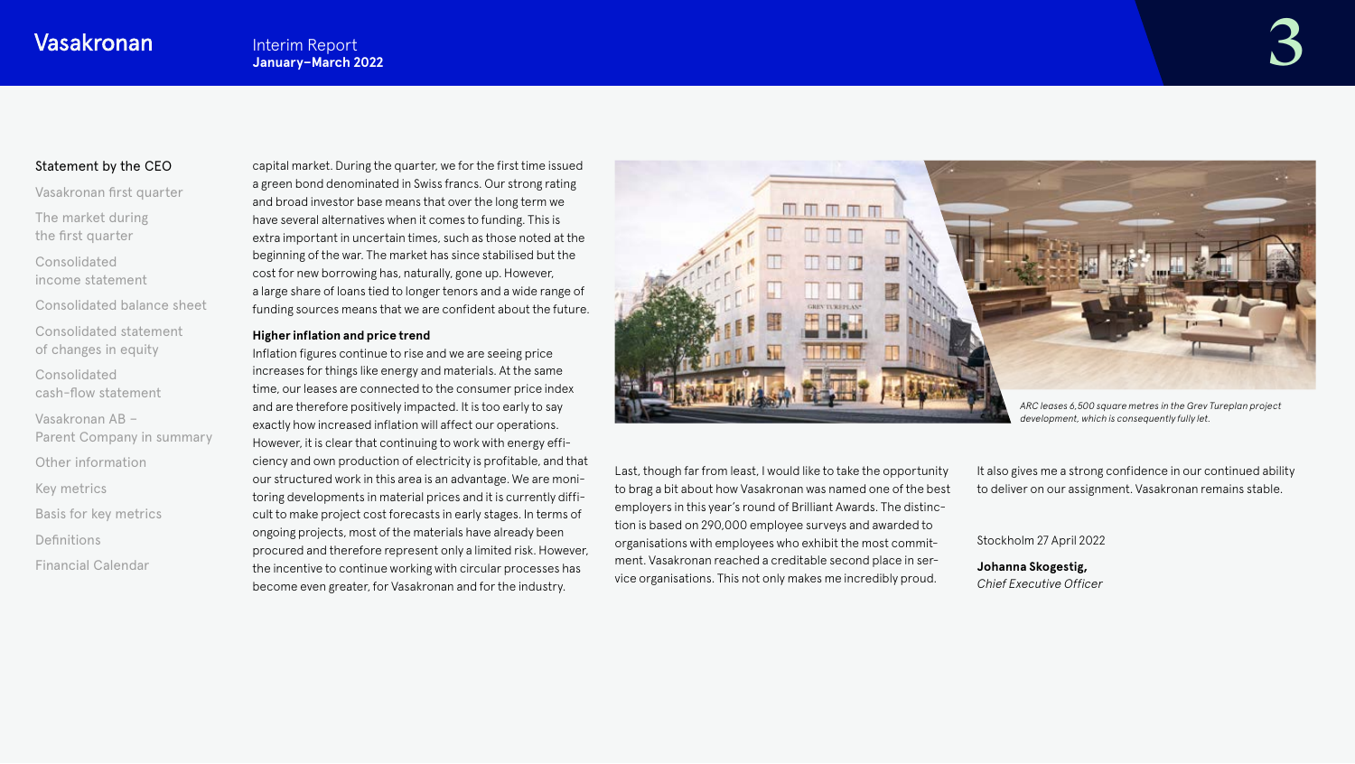capital market. During the quarter, we for the first time issued a green bond denominated in Swiss francs. Our strong rating and broad investor base means that over the long term we have several alternatives when it comes to funding. This is extra important in uncertain times, such as those noted at the beginning of the war. The market has since stabilised but the cost for new borrowing has, naturally, gone up. However, a large share of loans tied to longer tenors and a wide range of funding sources means that we are confident about the future.

**Higher inflation and price trend**

Inflation figures continue to rise and we are seeing price increases for things like energy and materials. At the same time, our leases are connected to the consumer price index and are therefore positively impacted. It is too early to say exactly how increased inflation will affect our operations. However, it is clear that continuing to work with energy efficiency and own production of electricity is profitable, and that our structured work in this area is an advantage. We are monitoring developments in material prices and it is currently difficult to make project cost forecasts in early stages. In terms of ongoing projects, most of the materials have already been procured and therefore represent only a limited risk. However, the incentive to continue working with circular processes has become even greater, for Vasakronan and for the industry.

*ARC leases 6,500 square metres in the Grev Tureplan project development, which is consequently fully let.*

Last, though far from least, I would like to take the opportunity to brag a bit about how Vasakronan was named one of the best employers in this year's round of Brilliant Awards. The distinction is based on 290,000 employee surveys and awarded to organisations with employees who exhibit the most commitment. Vasakronan reached a creditable second place in service organisations. This not only makes me incredibly proud.

It also gives me a strong confidence in our continued ability to deliver on our assignment. Vasakronan remains stable.

Stockholm 27 April 2022

**Johanna Skogestig,**
*Chief Executive Officer*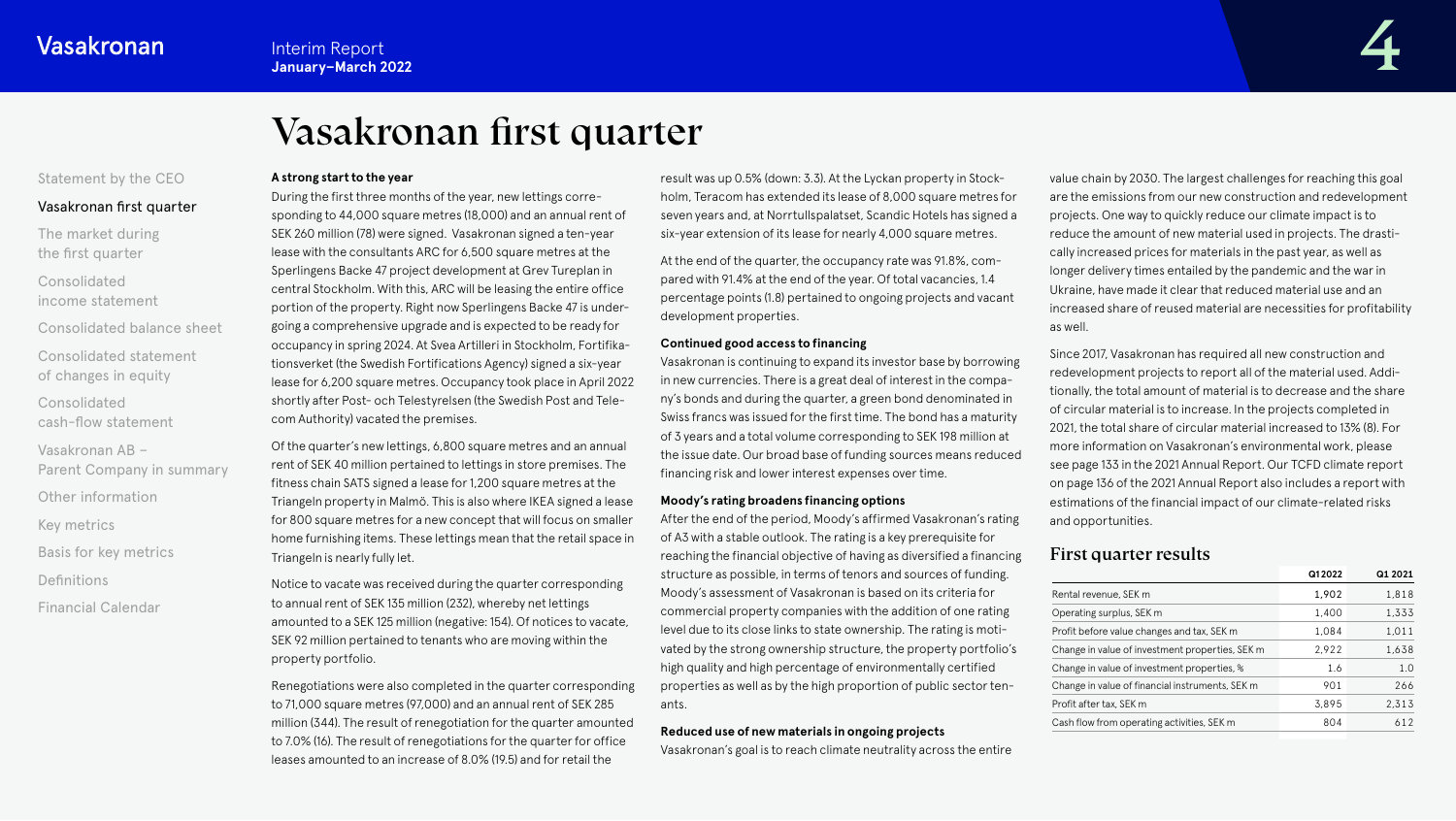# Vasakronan first quarter

**A strong start to the year**

During the first three months of the year, new lettings corresponding to 44,000 square metres (18,000) and an annual rent of SEK 260 million (78) were signed. Vasakronan signed a ten-year lease with the consultants ARC for 6,500 square metres at the Sperlingens Backe 47 project development at Grev Tureplan in central Stockholm. With this, ARC will be leasing the entire office portion of the property. Right now Sperlingens Backe 47 is undergoing a comprehensive upgrade and is expected to be ready for occupancy in spring 2024. At Svea Artilleri in Stockholm, Fortifikationsverket (the Swedish Fortifications Agency) signed a six-year lease for 6,200 square metres. Occupancy took place in April 2022 shortly after Post- och Telestyrelsen (the Swedish Post and Telecom Authority) vacated the premises.

Of the quarter's new lettings, 6,800 square metres and an annual rent of SEK 40 million pertained to lettings in store premises. The fitness chain SATS signed a lease for 1,200 square metres at the Triangeln property in Malmö. This is also where IKEA signed a lease for 800 square metres for a new concept that will focus on smaller home furnishing items. These lettings mean that the retail space in Triangeln is nearly fully let.

Notice to vacate was received during the quarter corresponding to annual rent of SEK 135 million (232), whereby net lettings amounted to a SEK 125 million (negative: 154). Of notices to vacate, SEK 92 million pertained to tenants who are moving within the property portfolio.

Renegotiations were also completed in the quarter corresponding to 71,000 square metres (97,000) and an annual rent of SEK 285 million (344). The result of renegotiation for the quarter amounted to 7.0% (16). The result of renegotiations for the quarter for office leases amounted to an increase of 8.0% (19.5) and for retail the result was up 0.5% (down: 3.3). At the Lyckan property in Stockholm, Teracom has extended its lease of 8,000 square metres for seven years and, at Norrtullspalatset, Scandic Hotels has signed a six-year extension of its lease for nearly 4,000 square metres.

At the end of the quarter, the occupancy rate was 91.8%, compared with 91.4% at the end of the year. Of total vacancies, 1.4 percentage points (1.8) pertained to ongoing projects and vacant development properties.

**Continued good access to financing**

Vasakronan is continuing to expand its investor base by borrowing in new currencies. There is a great deal of interest in the company's bonds and during the quarter, a green bond denominated in Swiss francs was issued for the first time. The bond has a maturity of 3 years and a total volume corresponding to SEK 198 million at the issue date. Our broad base of funding sources means reduced financing risk and lower interest expenses over time.

**Moody's rating broadens financing options**

After the end of the period, Moody's affirmed Vasakronan's rating of A3 with a stable outlook. The rating is a key prerequisite for reaching the financial objective of having as diversified a financing structure as possible, in terms of tenors and sources of funding. Moody's assessment of Vasakronan is based on its criteria for commercial property companies with the addition of one rating level due to its close links to state ownership. The rating is motivated by the strong ownership structure, the property portfolio's high quality and high percentage of environmentally certified properties as well as by the high proportion of public sector tenants.

**Reduced use of new materials in ongoing projects**

Vasakronan's goal is to reach climate neutrality across the entire value chain by 2030. The largest challenges for reaching this goal are the emissions from our new construction and redevelopment projects. One way to quickly reduce our climate impact is to reduce the amount of new material used in projects. The drastically increased prices for materials in the past year, as well as longer delivery times entailed by the pandemic and the war in Ukraine, have made it clear that reduced material use and an increased share of reused material are necessities for profitability as well.

Since 2017, Vasakronan has required all new construction and redevelopment projects to report all of the material used. Additionally, the total amount of material is to decrease and the share of circular material is to increase. In the projects completed in 2021, the total share of circular material increased to 13% (8). For more information on Vasakronan's environmental work, please see page 133 in the 2021 Annual Report. Our TCFD climate report on page 136 of the 2021 Annual Report also includes a report with estimations of the financial impact of our climate-related risks and opportunities.

## First quarter results

| | Q1 2022 | Q1 2021 |
|---|---|---|
| Rental revenue, SEK m | 1,902 | 1,818 |
| Operating surplus, SEK m | 1,400 | 1,333 |
| Profit before value changes and tax, SEK m | 1,084 | 1,011 |
| Change in value of investment properties, SEK m | 2,922 | 1,638 |
| Change in value of investment properties, % | 1.6 | 1.0 |
| Change in value of financial instruments, SEK m | 901 | 266 |
| Profit after tax, SEK m | 3,895 | 2,313 |
| Cash flow from operating activities, SEK m | 804 | 612 |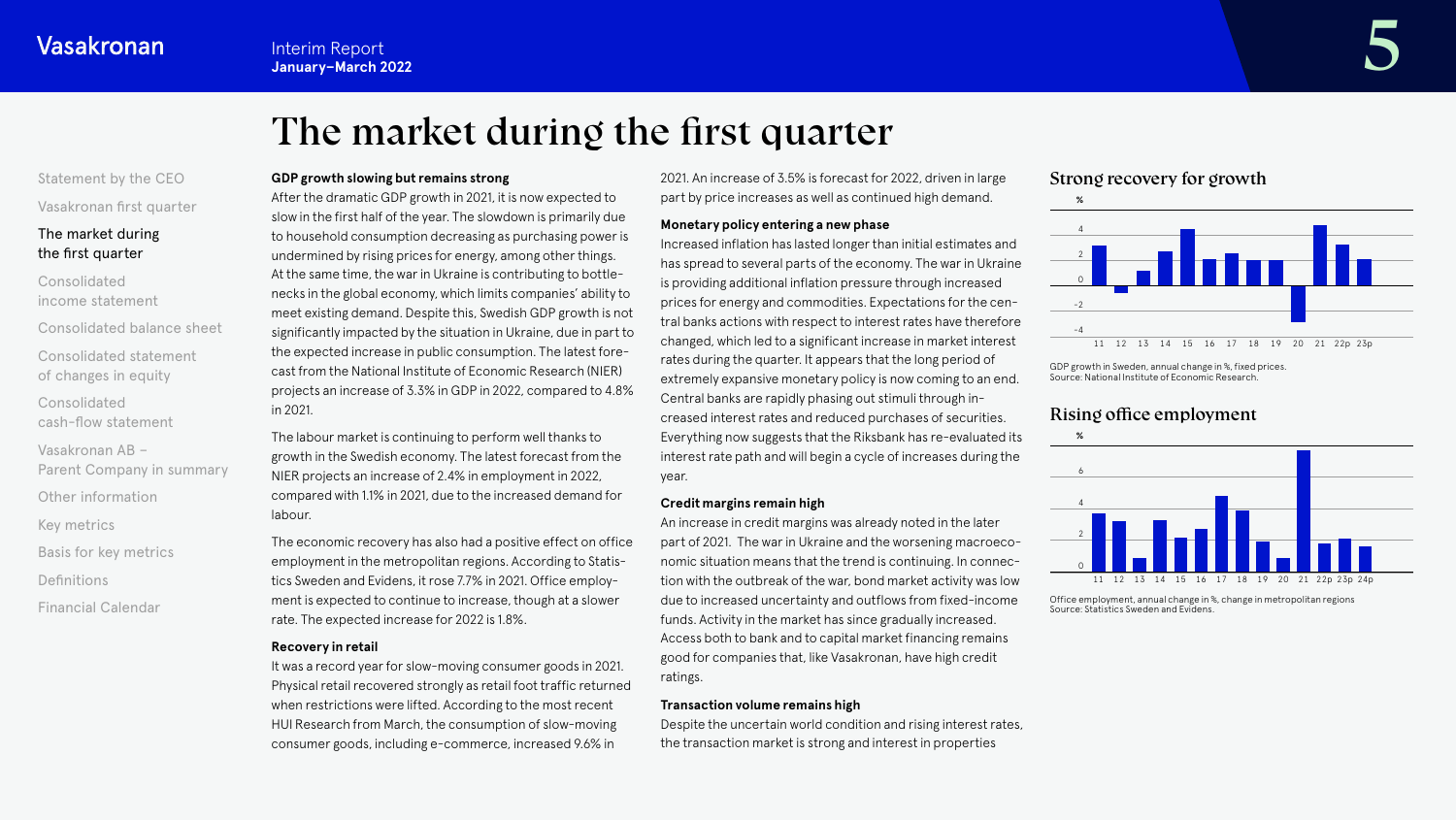# The market during the first quarter

### GDP growth slowing but remains strong

After the dramatic GDP growth in 2021, it is now expected to slow in the first half of the year. The slowdown is primarily due to household consumption decreasing as purchasing power is undermined by rising prices for energy, among other things. At the same time, the war in Ukraine is contributing to bottlenecks in the global economy, which limits companies' ability to meet existing demand. Despite this, Swedish GDP growth is not significantly impacted by the situation in Ukraine, due in part to the expected increase in public consumption. The latest forecast from the National Institute of Economic Research (NIER) projects an increase of 3.3% in GDP in 2022, compared to 4.8% in 2021.

The labour market is continuing to perform well thanks to growth in the Swedish economy. The latest forecast from the NIER projects an increase of 2.4% in employment in 2022, compared with 1.1% in 2021, due to the increased demand for labour.

The economic recovery has also had a positive effect on office employment in the metropolitan regions. According to Statistics Sweden and Evidens, it rose 7.7% in 2021. Office employment is expected to continue to increase, though at a slower rate. The expected increase for 2022 is 1.8%.

### Recovery in retail

It was a record year for slow-moving consumer goods in 2021. Physical retail recovered strongly as retail foot traffic returned when restrictions were lifted. According to the most recent HUI Research from March, the consumption of slow-moving consumer goods, including e-commerce, increased 9.6% in 2021. An increase of 3.5% is forecast for 2022, driven in large part by price increases as well as continued high demand.

### Monetary policy entering a new phase

Increased inflation has lasted longer than initial estimates and has spread to several parts of the economy. The war in Ukraine is providing additional inflation pressure through increased prices for energy and commodities. Expectations for the central banks actions with respect to interest rates have therefore changed, which led to a significant increase in market interest rates during the quarter. It appears that the long period of extremely expansive monetary policy is now coming to an end. Central banks are rapidly phasing out stimuli through increased interest rates and reduced purchases of securities. Everything now suggests that the Riksbank has re-evaluated its interest rate path and will begin a cycle of increases during the year.

### Credit margins remain high

An increase in credit margins was already noted in the later part of 2021. The war in Ukraine and the worsening macroeconomic situation means that the trend is continuing. In connection with the outbreak of the war, bond market activity was low due to increased uncertainty and outflows from fixed-income funds. Activity in the market has since gradually increased. Access both to bank and to capital market financing remains good for companies that, like Vasakronan, have high credit ratings.

### Transaction volume remains high

Despite the uncertain world condition and rising interest rates, the transaction market is strong and interest in properties

## Strong recovery for growth

GDP growth in Sweden, annual change in %, fixed prices.
Source: National Institute of Economic Research.

## Rising office employment

Office employment, annual change in %, change in metropolitan regions
Source: Statistics Sweden and Evidens.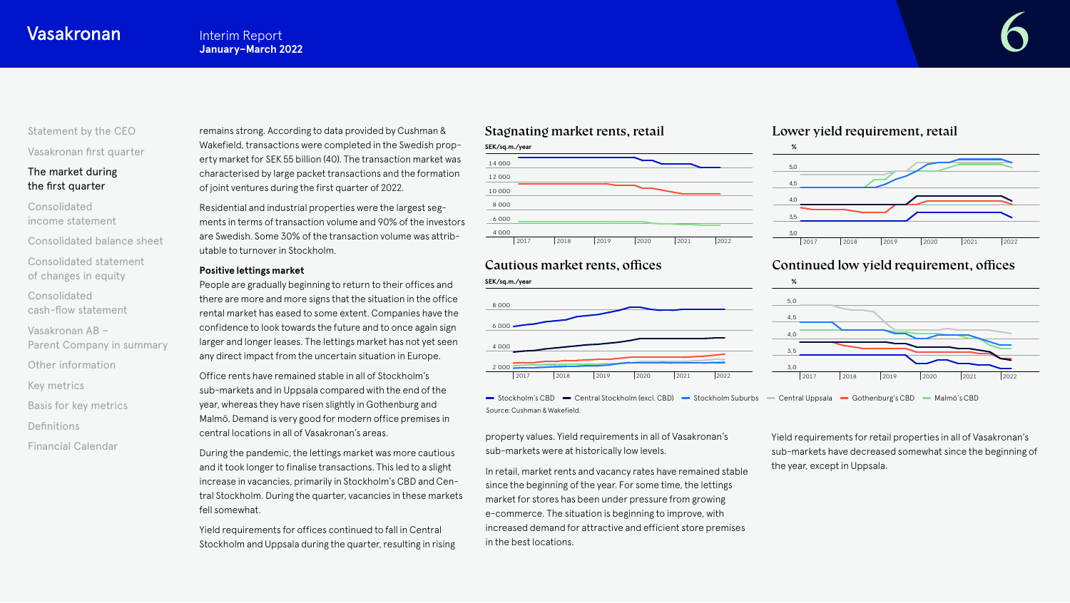remains strong. According to data provided by Cushman & Wakefield, transactions were completed in the Swedish property market for SEK 55 billion (40). The transaction market was characterised by large packet transactions and the formation of joint ventures during the first quarter of 2022.

Residential and industrial properties were the largest segments in terms of transaction volume and 90% of the investors are Swedish. Some 30% of the transaction volume was attributable to turnover in Stockholm.

**Positive lettings market**

People are gradually beginning to return to their offices and there are more and more signs that the situation in the office rental market has eased to some extent. Companies have the confidence to look towards the future and to once again sign larger and longer leases. The lettings market has not yet seen any direct impact from the uncertain situation in Europe.

Office rents have remained stable in all of Stockholm's sub-markets and in Uppsala compared with the end of the year, whereas they have risen slightly in Gothenburg and Malmö. Demand is very good for modern office premises in central locations in all of Vasakronan's areas.

During the pandemic, the lettings market was more cautious and it took longer to finalise transactions. This led to a slight increase in vacancies, primarily in Stockholm's CBD and Central Stockholm. During the quarter, vacancies in these markets fell somewhat.

Yield requirements for offices continued to fall in Central Stockholm and Uppsala during the quarter, resulting in rising property values. Yield requirements in all of Vasakronan's sub-markets were at historically low levels.

In retail, market rents and vacancy rates have remained stable since the beginning of the year. For some time, the lettings market for stores has been under pressure from growing e-commerce. The situation is beginning to improve, with increased demand for attractive and efficient store premises in the best locations.

Yield requirements for retail properties in all of Vasakronan's sub-markets have decreased somewhat since the beginning of the year, except in Uppsala.

### Stagnating market rents, retail

SEK/sq.m./year

### Lower yield requirement, retail

%

### Cautious market rents, offices

SEK/sq.m./year

### Continued low yield requirement, offices

%

Stockholm's CBD — Central Stockholm (excl. CBD) — Stockholm Suburbs — Central Uppsala — Gothenburg's CBD — Malmö's CBD

Source: Cushman & Wakefield.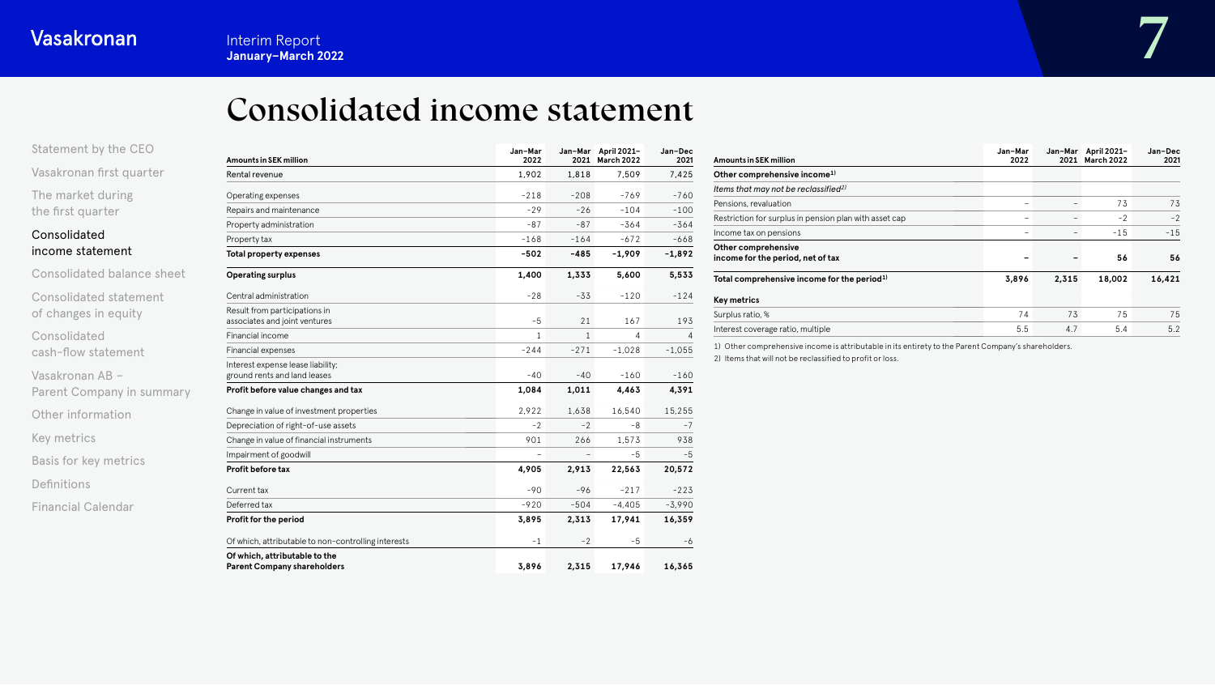# Consolidated income statement

| Amounts in SEK million | Jan–Mar 2022 | Jan–Mar 2021 | April 2021–March 2022 | Jan–Dec 2021 |
|---|---|---|---|---|
| Rental revenue | 1,902 | 1,818 | 7,509 | 7,425 |
| Operating expenses | -218 | -208 | -769 | -760 |
| Repairs and maintenance | -29 | -26 | -104 | -100 |
| Property administration | -87 | -87 | -364 | -364 |
| Property tax | -168 | -164 | -672 | -668 |
| **Total property expenses** | **-502** | **-485** | **-1,909** | **-1,892** |
| **Operating surplus** | **1,400** | **1,333** | **5,600** | **5,533** |
| Central administration | -28 | -33 | -120 | -124 |
| Result from participations in associates and joint ventures | -5 | 21 | 167 | 193 |
| Financial income | 1 | 1 | 4 | 4 |
| Financial expenses | -244 | -271 | -1,028 | -1,055 |
| Interest expense lease liability; ground rents and land leases | -40 | -40 | -160 | -160 |
| **Profit before value changes and tax** | **1,084** | **1,011** | **4,463** | **4,391** |
| Change in value of investment properties | 2,922 | 1,638 | 16,540 | 15,255 |
| Depreciation of right-of-use assets | -2 | -2 | -8 | -7 |
| Change in value of financial instruments | 901 | 266 | 1,573 | 938 |
| Impairment of goodwill | – | – | -5 | -5 |
| **Profit before tax** | **4,905** | **2,913** | **22,563** | **20,572** |
| Current tax | -90 | -96 | -217 | -223 |
| Deferred tax | -920 | -504 | -4,405 | -3,990 |
| **Profit for the period** | **3,895** | **2,313** | **17,941** | **16,359** |
| Of which, attributable to non-controlling interests | -1 | -2 | -5 | -6 |
| **Of which, attributable to the Parent Company shareholders** | **3,896** | **2,315** | **17,946** | **16,365** |

| Amounts in SEK million | Jan–Mar 2022 | Jan–Mar 2021 | April 2021–March 2022 | Jan–Dec 2021 |
|---|---|---|---|---|
| **Other comprehensive income[1]** | | | | |
| *Items that may not be reclassified[2]* | | | | |
| Pensions, revaluation | – | – | 73 | 73 |
| Restriction for surplus in pension plan with asset cap | – | – | -2 | -2 |
| Income tax on pensions | – | – | -15 | -15 |
| **Other comprehensive income for the period, net of tax** | **–** | **–** | **56** | **56** |
| **Total comprehensive income for the period[1]** | **3,896** | **2,315** | **18,002** | **16,421** |
| **Key metrics** | | | | |
| Surplus ratio, % | 74 | 73 | 75 | 75 |
| Interest coverage ratio, multiple | 5.5 | 4.7 | 5.4 | 5.2 |

1) Other comprehensive income is attributable in its entirety to the Parent Company's shareholders.

2) Items that will not be reclassified to profit or loss.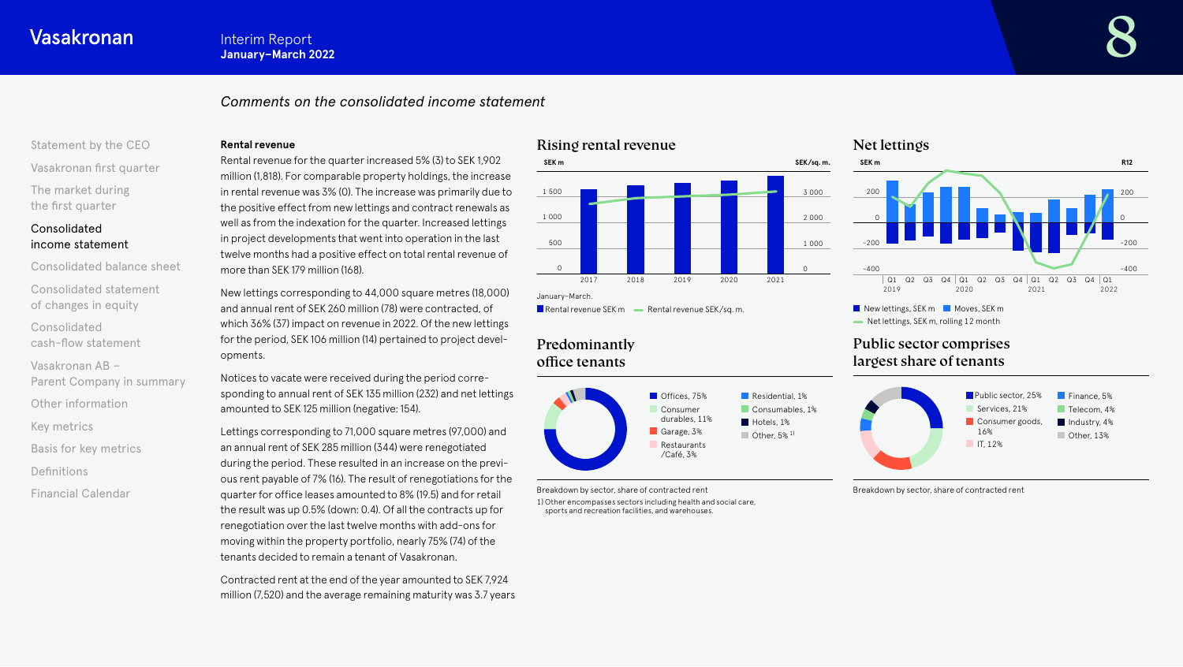*Comments on the consolidated income statement*

### Rental revenue

Rental revenue for the quarter increased 5% (3) to SEK 1,902 million (1,818). For comparable property holdings, the increase in rental revenue was 3% (0). The increase was primarily due to the positive effect from new lettings and contract renewals as well as from the indexation for the quarter. Increased lettings in project developments that went into operation in the last twelve months had a positive effect on total rental revenue of more than SEK 179 million (168).

New lettings corresponding to 44,000 square metres (18,000) and annual rent of SEK 260 million (78) were contracted, of which 36% (37) impact on revenue in 2022. Of the new lettings for the period, SEK 106 million (14) pertained to project developments.

Notices to vacate were received during the period corresponding to annual rent of SEK 135 million (232) and net lettings amounted to SEK 125 million (negative: 154).

Lettings corresponding to 71,000 square metres (97,000) and an annual rent of SEK 285 million (344) were renegotiated during the period. These resulted in an increase on the previous rent payable of 7% (16). The result of renegotiations for the quarter for office leases amounted to 8% (19.5) and for retail the result was up 0.5% (down: 0.4). Of all the contracts up for renegotiation over the last twelve months with add-ons for moving within the property portfolio, nearly 75% (74) of the tenants decided to remain a tenant of Vasakronan.

Contracted rent at the end of the year amounted to SEK 7,924 million (7,520) and the average remaining maturity was 3.7 years

## Rising rental revenue

January–March.

Rental revenue SEK m — Rental revenue SEK/sq. m.

## Net lettings

New lettings, SEK m; Moves, SEK m; Net lettings, SEK m, rolling 12 month

## Predominantly office tenants

Offices, 75%; Consumer durables, 11%; Garage, 3%; Restaurants /Café, 3%; Residential, 1%; Consumables, 1%; Hotels, 1%; Other, 5% [1]

Breakdown by sector, share of contracted rent

1) Other encompasses sectors including health and social care, sports and recreation facilities, and warehouses.

## Public sector comprises largest share of tenants

Public sector, 25%; Services, 21%; Consumer goods, 16%; IT, 12%; Finance, 5%; Telecom, 4%; Industry, 4%; Other, 13%

Breakdown by sector, share of contracted rent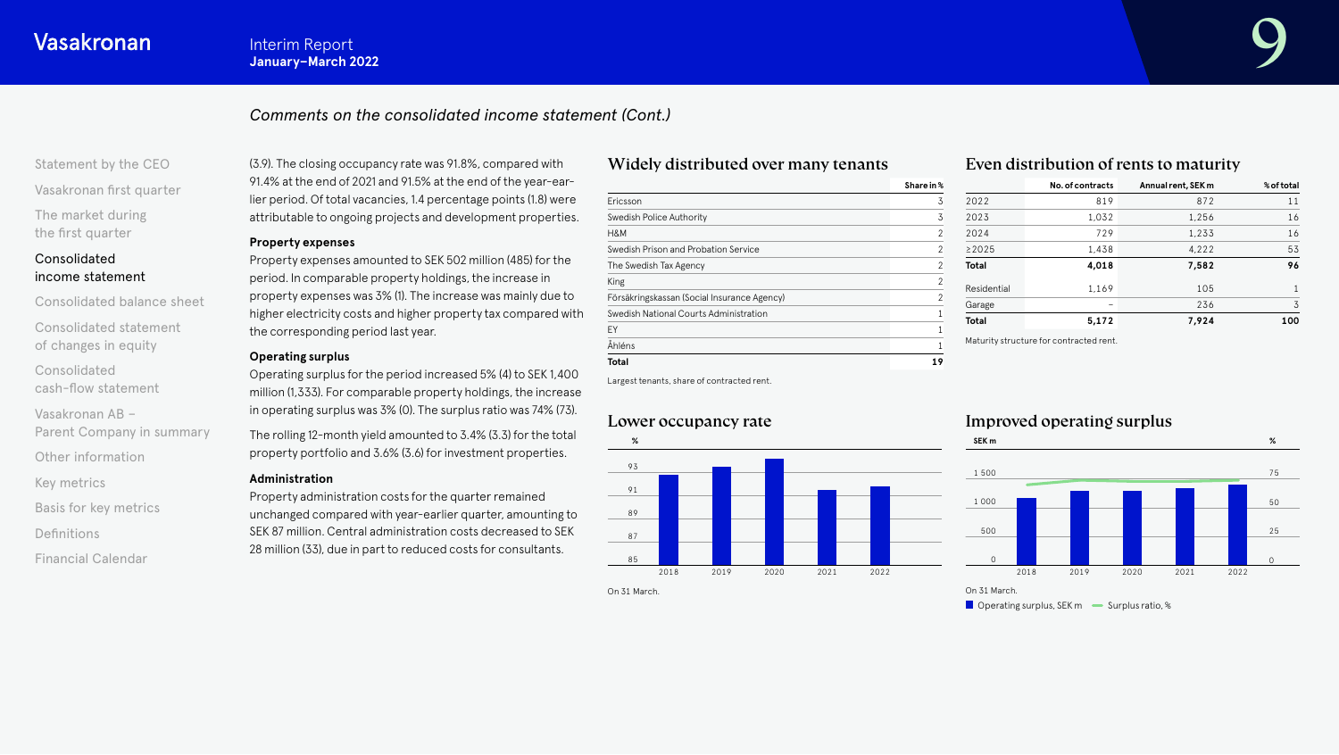*Comments on the consolidated income statement (Cont.)*

(3.9). The closing occupancy rate was 91.8%, compared with 91.4% at the end of 2021 and 91.5% at the end of the year-earlier period. Of total vacancies, 1.4 percentage points (1.8) were attributable to ongoing projects and development properties.

**Property expenses**

Property expenses amounted to SEK 502 million (485) for the period. In comparable property holdings, the increase in property expenses was 3% (1). The increase was mainly due to higher electricity costs and higher property tax compared with the corresponding period last year.

**Operating surplus**

Operating surplus for the period increased 5% (4) to SEK 1,400 million (1,333). For comparable property holdings, the increase in operating surplus was 3% (0). The surplus ratio was 74% (73).

The rolling 12-month yield amounted to 3.4% (3.3) for the total property portfolio and 3.6% (3.6) for investment properties.

**Administration**

Property administration costs for the quarter remained unchanged compared with year-earlier quarter, amounting to SEK 87 million. Central administration costs decreased to SEK 28 million (33), due in part to reduced costs for consultants.

## Widely distributed over many tenants

| | Share in % |
|---|---|
| Ericsson | 3 |
| Swedish Police Authority | 3 |
| H&M | 2 |
| Swedish Prison and Probation Service | 2 |
| The Swedish Tax Agency | 2 |
| King | 2 |
| Försäkringskassan (Social Insurance Agency) | 2 |
| Swedish National Courts Administration | 1 |
| EY | 1 |
| Åhléns | 1 |
| **Total** | **19** |

Largest tenants, share of contracted rent.

## Even distribution of rents to maturity

| | No. of contracts | Annual rent, SEK m | % of total |
|---|---|---|---|
| 2022 | 819 | 872 | 11 |
| 2023 | 1,032 | 1,256 | 16 |
| 2024 | 729 | 1,233 | 16 |
| ≥2025 | 1,438 | 4,222 | 53 |
| **Total** | **4,018** | **7,582** | **96** |
| Residential | 1,169 | 105 | 1 |
| Garage | – | 236 | 3 |
| **Total** | **5,172** | **7,924** | **100** |

Maturity structure for contracted rent.

## Lower occupancy rate

On 31 March.

## Improved operating surplus

On 31 March.

Operating surplus, SEK m — Surplus ratio, %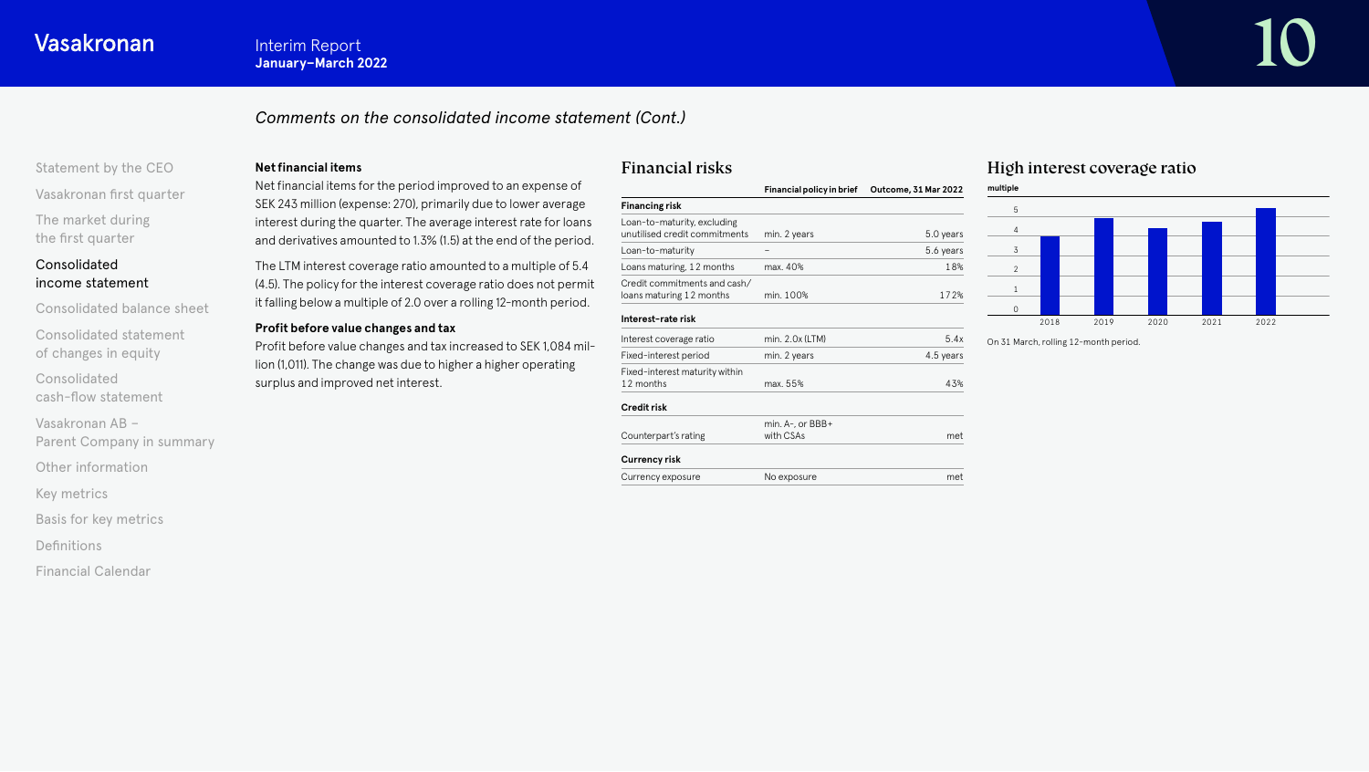*Comments on the consolidated income statement (Cont.)*

**Net financial items**

Net financial items for the period improved to an expense of SEK 243 million (expense: 270), primarily due to lower average interest during the quarter. The average interest rate for loans and derivatives amounted to 1.3% (1.5) at the end of the period.

The LTM interest coverage ratio amounted to a multiple of 5.4 (4.5). The policy for the interest coverage ratio does not permit it falling below a multiple of 2.0 over a rolling 12-month period.

**Profit before value changes and tax**

Profit before value changes and tax increased to SEK 1,084 million (1,011). The change was due to higher a higher operating surplus and improved net interest.

## Financial risks

| | Financial policy in brief | Outcome, 31 Mar 2022 |
|---|---|---|
| **Financing risk** | | |
| Loan-to-maturity, excluding unutilised credit commitments | min. 2 years | 5.0 years |
| Loan-to-maturity | – | 5.6 years |
| Loans maturing, 12 months | max. 40% | 18% |
| Credit commitments and cash/ loans maturing 12 months | min. 100% | 172% |
| **Interest-rate risk** | | |
| Interest coverage ratio | min. 2.0x (LTM) | 5.4x |
| Fixed-interest period | min. 2 years | 4.5 years |
| Fixed-interest maturity within 12 months | max. 55% | 43% |
| **Credit risk** | | |
| Counterpart's rating | min. A-, or BBB+ with CSAs | met |
| **Currency risk** | | |
| Currency exposure | No exposure | met |

## High interest coverage ratio

multiple

On 31 March, rolling 12-month period.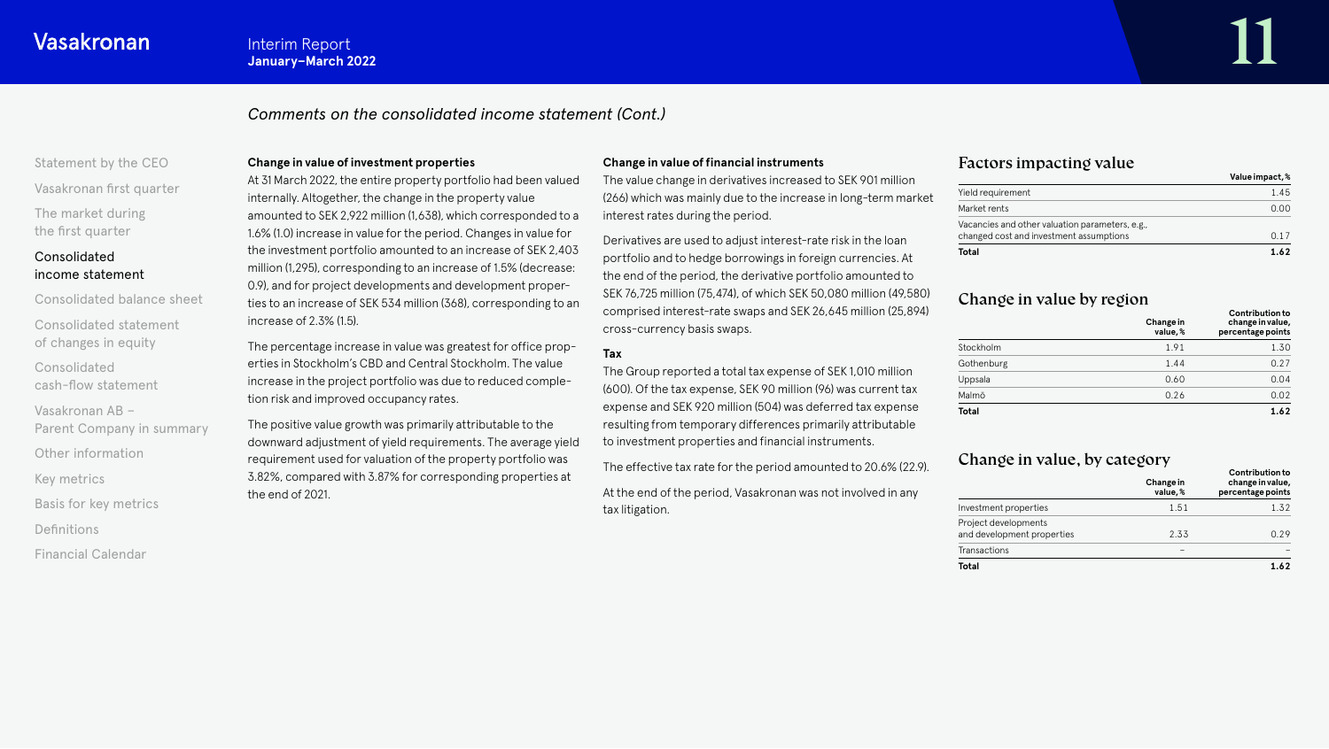## Comments on the consolidated income statement (Cont.)

**Change in value of investment properties**

At 31 March 2022, the entire property portfolio had been valued internally. Altogether, the change in the property value amounted to SEK 2,922 million (1,638), which corresponded to a 1.6% (1.0) increase in value for the period. Changes in value for the investment portfolio amounted to an increase of SEK 2,403 million (1,295), corresponding to an increase of 1.5% (decrease: 0.9), and for project developments and development properties to an increase of SEK 534 million (368), corresponding to an increase of 2.3% (1.5).

The percentage increase in value was greatest for office properties in Stockholm's CBD and Central Stockholm. The value increase in the project portfolio was due to reduced completion risk and improved occupancy rates.

The positive value growth was primarily attributable to the downward adjustment of yield requirements. The average yield requirement used for valuation of the property portfolio was 3.82%, compared with 3.87% for corresponding properties at the end of 2021.

**Change in value of financial instruments**

The value change in derivatives increased to SEK 901 million (266) which was mainly due to the increase in long-term market interest rates during the period.

Derivatives are used to adjust interest-rate risk in the loan portfolio and to hedge borrowings in foreign currencies. At the end of the period, the derivative portfolio amounted to SEK 76,725 million (75,474), of which SEK 50,080 million (49,580) comprised interest-rate swaps and SEK 26,645 million (25,894) cross-currency basis swaps.

**Tax**

The Group reported a total tax expense of SEK 1,010 million (600). Of the tax expense, SEK 90 million (96) was current tax expense and SEK 920 million (504) was deferred tax expense resulting from temporary differences primarily attributable to investment properties and financial instruments.

The effective tax rate for the period amounted to 20.6% (22.9).

At the end of the period, Vasakronan was not involved in any tax litigation.

### Factors impacting value

| | Value impact, % |
|---|---|
| Yield requirement | 1.45 |
| Market rents | 0.00 |
| Vacancies and other valuation parameters, e.g., changed cost and investment assumptions | 0.17 |
| **Total** | **1.62** |

### Change in value by region

| | Change in value, % | Contribution to change in value, percentage points |
|---|---|---|
| Stockholm | 1.91 | 1.30 |
| Gothenburg | 1.44 | 0.27 |
| Uppsala | 0.60 | 0.04 |
| Malmö | 0.26 | 0.02 |
| **Total** | | **1.62** |

### Change in value, by category

| | Change in value, % | Contribution to change in value, percentage points |
|---|---|---|
| Investment properties | 1.51 | 1.32 |
| Project developments and development properties | 2.33 | 0.29 |
| Transactions | – | – |
| **Total** | | **1.62** |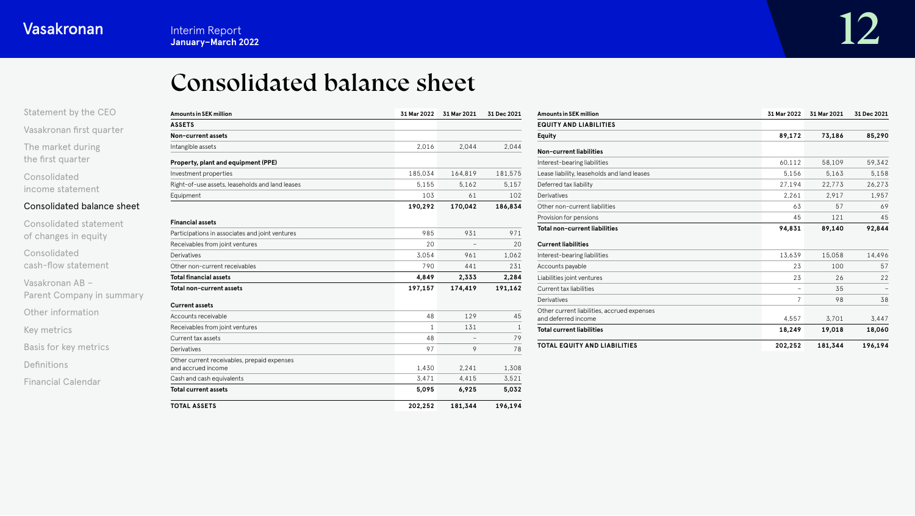# Consolidated balance sheet

| Amounts in SEK million | 31 Mar 2022 | 31 Mar 2021 | 31 Dec 2021 |
|---|---|---|---|
| **ASSETS** | | | |
| **Non-current assets** | | | |
| Intangible assets | 2,016 | 2,044 | 2,044 |
| **Property, plant and equipment (PPE)** | | | |
| Investment properties | 185,034 | 164,819 | 181,575 |
| Right-of-use assets, leaseholds and land leases | 5,155 | 5,162 | 5,157 |
| Equipment | 103 | 61 | 102 |
| | **190,292** | **170,042** | **186,834** |
| **Financial assets** | | | |
| Participations in associates and joint ventures | 985 | 931 | 971 |
| Receivables from joint ventures | 20 | – | 20 |
| Derivatives | 3,054 | 961 | 1,062 |
| Other non-current receivables | 790 | 441 | 231 |
| **Total financial assets** | **4,849** | **2,333** | **2,284** |
| **Total non-current assets** | **197,157** | **174,419** | **191,162** |
| **Current assets** | | | |
| Accounts receivable | 48 | 129 | 45 |
| Receivables from joint ventures | 1 | 131 | 1 |
| Current tax assets | 48 | – | 79 |
| Derivatives | 97 | 9 | 78 |
| Other current receivables, prepaid expenses and accrued income | 1,430 | 2,241 | 1,308 |
| Cash and cash equivalents | 3,471 | 4,415 | 3,521 |
| **Total current assets** | **5,095** | **6,925** | **5,032** |
| **TOTAL ASSETS** | **202,252** | **181,344** | **196,194** |

| Amounts in SEK million | 31 Mar 2022 | 31 Mar 2021 | 31 Dec 2021 |
|---|---|---|---|
| **EQUITY AND LIABILITIES** | | | |
| **Equity** | **89,172** | **73,186** | **85,290** |
| **Non-current liabilities** | | | |
| Interest-bearing liabilities | 60,112 | 58,109 | 59,342 |
| Lease liability, leaseholds and land leases | 5,156 | 5,163 | 5,158 |
| Deferred tax liability | 27,194 | 22,773 | 26,273 |
| Derivatives | 2,261 | 2,917 | 1,957 |
| Other non-current liabilities | 63 | 57 | 69 |
| Provision for pensions | 45 | 121 | 45 |
| **Total non-current liabilities** | **94,831** | **89,140** | **92,844** |
| **Current liabilities** | | | |
| Interest-bearing liabilities | 13,639 | 15,058 | 14,496 |
| Accounts payable | 23 | 100 | 57 |
| Liabilities joint ventures | 23 | 26 | 22 |
| Current tax liabilities | – | 35 | – |
| Derivatives | 7 | 98 | 38 |
| Other current liabilities, accrued expenses and deferred income | 4,557 | 3,701 | 3,447 |
| **Total current liabilities** | **18,249** | **19,018** | **18,060** |
| **TOTAL EQUITY AND LIABILITIES** | **202,252** | **181,344** | **196,194** |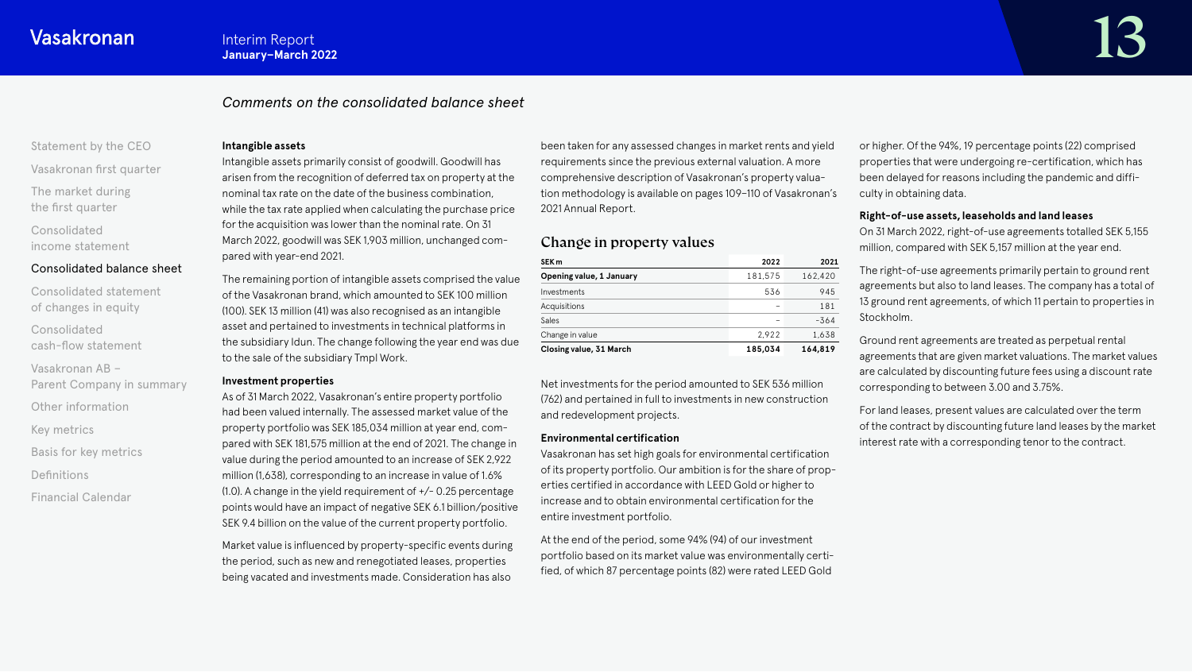## Comments on the consolidated balance sheet

**Intangible assets**

Intangible assets primarily consist of goodwill. Goodwill has arisen from the recognition of deferred tax on property at the nominal tax rate on the date of the business combination, while the tax rate applied when calculating the purchase price for the acquisition was lower than the nominal rate. On 31 March 2022, goodwill was SEK 1,903 million, unchanged compared with year-end 2021.

The remaining portion of intangible assets comprised the value of the Vasakronan brand, which amounted to SEK 100 million (100). SEK 13 million (41) was also recognised as an intangible asset and pertained to investments in technical platforms in the subsidiary Idun. The change following the year end was due to the sale of the subsidiary Tmpl Work.

**Investment properties**

As of 31 March 2022, Vasakronan's entire property portfolio had been valued internally. The assessed market value of the property portfolio was SEK 185,034 million at year end, compared with SEK 181,575 million at the end of 2021. The change in value during the period amounted to an increase of SEK 2,922 million (1,638), corresponding to an increase in value of 1.6% (1.0). A change in the yield requirement of +/- 0.25 percentage points would have an impact of negative SEK 6.1 billion/positive SEK 9.4 billion on the value of the current property portfolio.

Market value is influenced by property-specific events during the period, such as new and renegotiated leases, properties being vacated and investments made. Consideration has also been taken for any assessed changes in market rents and yield requirements since the previous external valuation. A more comprehensive description of Vasakronan's property valuation methodology is available on pages 109–110 of Vasakronan's 2021 Annual Report.

### Change in property values

| SEK m | 2022 | 2021 |
|---|---|---|
| **Opening value, 1 January** | 181,575 | 162,420 |
| Investments | 536 | 945 |
| Acquisitions | – | 181 |
| Sales | – | -364 |
| Change in value | 2,922 | 1,638 |
| **Closing value, 31 March** | **185,034** | **164,819** |

Net investments for the period amounted to SEK 536 million (762) and pertained in full to investments in new construction and redevelopment projects.

**Environmental certification**

Vasakronan has set high goals for environmental certification of its property portfolio. Our ambition is for the share of properties certified in accordance with LEED Gold or higher to increase and to obtain environmental certification for the entire investment portfolio.

At the end of the period, some 94% (94) of our investment portfolio based on its market value was environmentally certified, of which 87 percentage points (82) were rated LEED Gold or higher. Of the 94%, 19 percentage points (22) comprised properties that were undergoing re-certification, which has been delayed for reasons including the pandemic and difficulty in obtaining data.

**Right-of-use assets, leaseholds and land leases**

On 31 March 2022, right-of-use agreements totalled SEK 5,155 million, compared with SEK 5,157 million at the year end.

The right-of-use agreements primarily pertain to ground rent agreements but also to land leases. The company has a total of 13 ground rent agreements, of which 11 pertain to properties in Stockholm.

Ground rent agreements are treated as perpetual rental agreements that are given market valuations. The market values are calculated by discounting future fees using a discount rate corresponding to between 3.00 and 3.75%.

For land leases, present values are calculated over the term of the contract by discounting future land leases by the market interest rate with a corresponding tenor to the contract.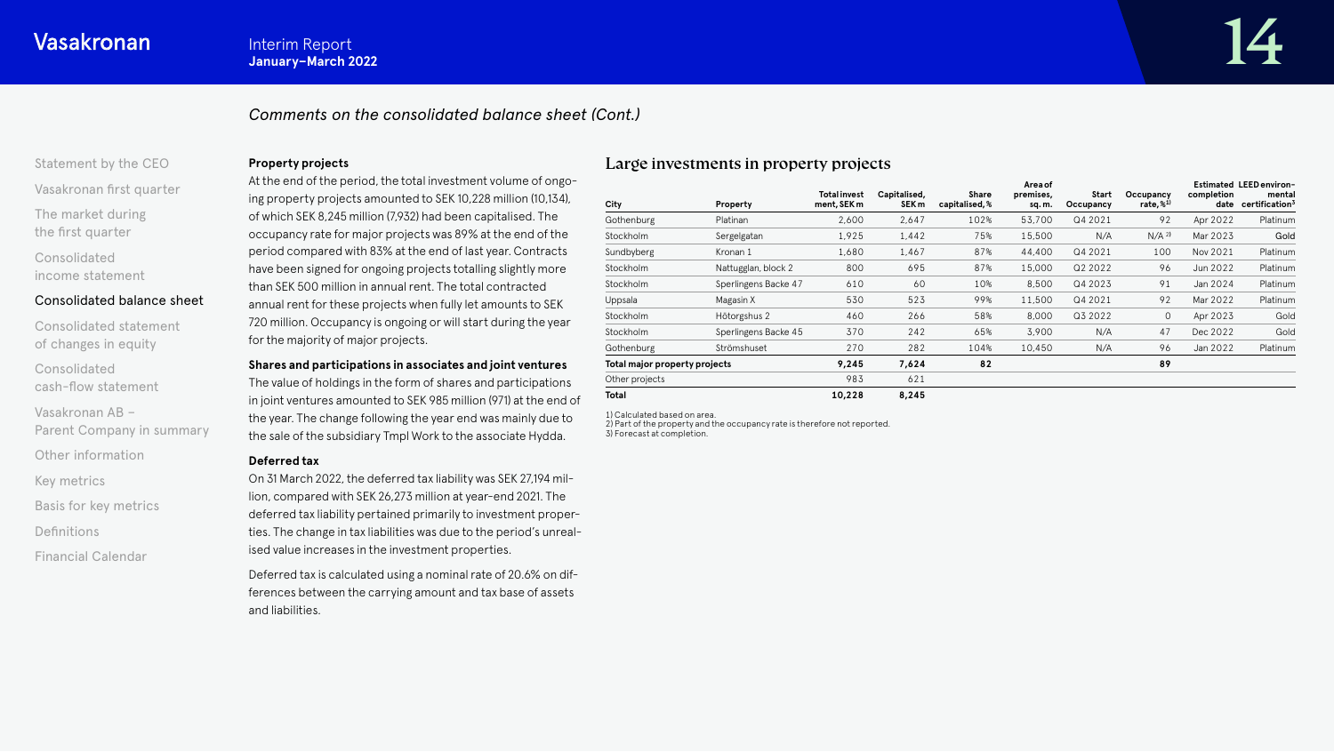*Comments on the consolidated balance sheet (Cont.)*

### Property projects

At the end of the period, the total investment volume of ongoing property projects amounted to SEK 10,228 million (10,134), of which SEK 8,245 million (7,932) had been capitalised. The occupancy rate for major projects was 89% at the end of the period compared with 83% at the end of last year. Contracts have been signed for ongoing projects totalling slightly more than SEK 500 million in annual rent. The total contracted annual rent for these projects when fully let amounts to SEK 720 million. Occupancy is ongoing or will start during the year for the majority of major projects.

### Shares and participations in associates and joint ventures

The value of holdings in the form of shares and participations in joint ventures amounted to SEK 985 million (971) at the end of the year. The change following the year end was mainly due to the sale of the subsidiary Tmpl Work to the associate Hydda.

### Deferred tax

On 31 March 2022, the deferred tax liability was SEK 27,194 million, compared with SEK 26,273 million at year-end 2021. The deferred tax liability pertained primarily to investment properties. The change in tax liabilities was due to the period's unrealised value increases in the investment properties.

Deferred tax is calculated using a nominal rate of 20.6% on differences between the carrying amount and tax base of assets and liabilities.

## Large investments in property projects

| City | Property | Total investment, SEK m | Capitalised, SEK m | Share capitalised, % | Area of premises, sq. m. | Start Occupancy | Occupancy rate, %[1] | Estimated completion date | LEED environmental certification[3] |
|---|---|---|---|---|---|---|---|---|---|
| Gothenburg | Platinan | 2,600 | 2,647 | 102% | 53,700 | Q4 2021 | 92 | Apr 2022 | Platinum |
| Stockholm | Sergelgatan | 1,925 | 1,442 | 75% | 15,500 | N/A | N/A [2] | Mar 2023 | Gold |
| Sundbyberg | Kronan 1 | 1,680 | 1,467 | 87% | 44,400 | Q4 2021 | 100 | Nov 2021 | Platinum |
| Stockholm | Nattugglan, block 2 | 800 | 695 | 87% | 15,000 | Q2 2022 | 96 | Jun 2022 | Platinum |
| Stockholm | Sperlingens Backe 47 | 610 | 60 | 10% | 8,500 | Q4 2023 | 91 | Jan 2024 | Platinum |
| Uppsala | Magasin X | 530 | 523 | 99% | 11,500 | Q4 2021 | 92 | Mar 2022 | Platinum |
| Stockholm | Hötorgshus 2 | 460 | 266 | 58% | 8,000 | Q3 2022 | 0 | Apr 2023 | Gold |
| Stockholm | Sperlingens Backe 45 | 370 | 242 | 65% | 3,900 | N/A | 47 | Dec 2022 | Gold |
| Gothenburg | Strömshuset | 270 | 282 | 104% | 10,450 | N/A | 96 | Jan 2022 | Platinum |
| **Total major property projects** | | **9,245** | **7,624** | **82** | | | **89** | | |
| Other projects | | 983 | 621 | | | | | | |
| **Total** | | **10,228** | **8,245** | | | | | | |

1) Calculated based on area.
2) Part of the property and the occupancy rate is therefore not reported.
3) Forecast at completion.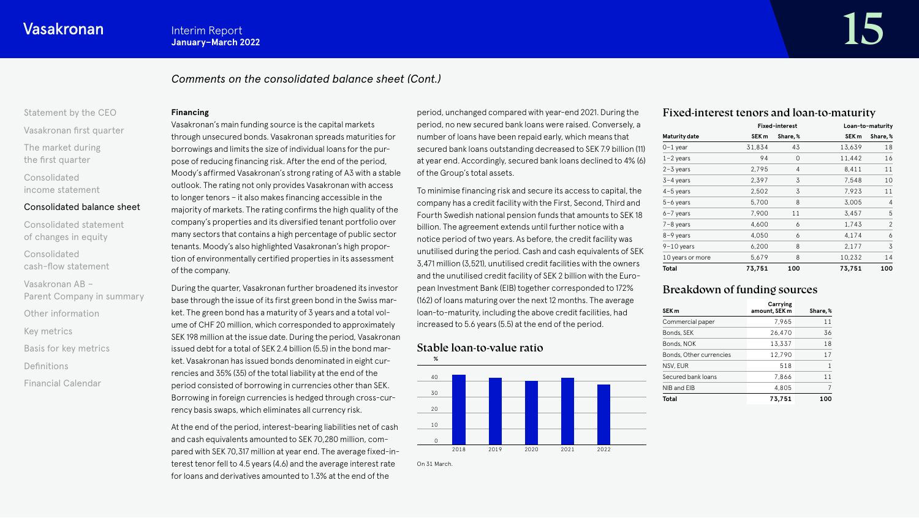*Comments on the consolidated balance sheet (Cont.)*

**Financing**

Vasakronan's main funding source is the capital markets through unsecured bonds. Vasakronan spreads maturities for borrowings and limits the size of individual loans for the purpose of reducing financing risk. After the end of the period, Moody's affirmed Vasakronan's strong rating of A3 with a stable outlook. The rating not only provides Vasakronan with access to longer tenors – it also makes financing accessible in the majority of markets. The rating confirms the high quality of the company's properties and its diversified tenant portfolio over many sectors that contains a high percentage of public sector tenants. Moody's also highlighted Vasakronan's high proportion of environmentally certified properties in its assessment of the company.

During the quarter, Vasakronan further broadened its investor base through the issue of its first green bond in the Swiss market. The green bond has a maturity of 3 years and a total volume of CHF 20 million, which corresponded to approximately SEK 198 million at the issue date. During the period, Vasakronan issued debt for a total of SEK 2.4 billion (5.5) in the bond market. Vasakronan has issued bonds denominated in eight currencies and 35% (35) of the total liability at the end of the period consisted of borrowing in currencies other than SEK. Borrowing in foreign currencies is hedged through cross-currency basis swaps, which eliminates all currency risk.

At the end of the period, interest-bearing liabilities net of cash and cash equivalents amounted to SEK 70,280 million, compared with SEK 70,317 million at year end. The average fixed-interest tenor fell to 4.5 years (4.6) and the average interest rate for loans and derivatives amounted to 1.3% at the end of the period, unchanged compared with year-end 2021. During the period, no new secured bank loans were raised. Conversely, a number of loans have been repaid early, which means that secured bank loans outstanding decreased to SEK 7.9 billion (11) at year end. Accordingly, secured bank loans declined to 4% (6) of the Group's total assets.

To minimise financing risk and secure its access to capital, the company has a credit facility with the First, Second, Third and Fourth Swedish national pension funds that amounts to SEK 18 billion. The agreement extends until further notice with a notice period of two years. As before, the credit facility was unutilised during the period. Cash and cash equivalents of SEK 3,471 million (3,521), unutilised credit facilities with the owners and the unutilised credit facility of SEK 2 billion with the European Investment Bank (EIB) together corresponded to 172% (162) of loans maturing over the next 12 months. The average loan-to-maturity, including the above credit facilities, had increased to 5.6 years (5.5) at the end of the period.

## Stable loan-to-value ratio

%

| Year | % |
|---|---|
| 2018 | ~44 |
| 2019 | ~42 |
| 2020 | ~40 |
| 2021 | ~42 |
| 2022 | ~38 |

On 31 March.

## Fixed-interest tenors and loan-to-maturity

| | Fixed-interest | | Loan-to-maturity | |
|---|---|---|---|---|
| **Maturity date** | **SEK m** | **Share, %** | **SEK m** | **Share, %** |
| 0–1 year | 31,834 | 43 | 13,639 | 18 |
| 1–2 years | 94 | 0 | 11,442 | 16 |
| 2–3 years | 2,795 | 4 | 8,411 | 11 |
| 3–4 years | 2,397 | 3 | 7,548 | 10 |
| 4–5 years | 2,502 | 3 | 7,923 | 11 |
| 5–6 years | 5,700 | 8 | 3,005 | 4 |
| 6–7 years | 7,900 | 11 | 3,457 | 5 |
| 7–8 years | 4,600 | 6 | 1,743 | 2 |
| 8–9 years | 4,050 | 6 | 4,174 | 6 |
| 9–10 years | 6,200 | 8 | 2,177 | 3 |
| 10 years or more | 5,679 | 8 | 10,232 | 14 |
| **Total** | **73,751** | **100** | **73,751** | **100** |

## Breakdown of funding sources

| SEK m | Carrying amount, SEK m | Share, % |
|---|---|---|
| Commercial paper | 7,965 | 11 |
| Bonds, SEK | 26,470 | 36 |
| Bonds, NOK | 13,337 | 18 |
| Bonds, Other currencies | 12,790 | 17 |
| NSV, EUR | 518 | 1 |
| Secured bank loans | 7,866 | 11 |
| NIB and EIB | 4,805 | 7 |
| **Total** | **73,751** | **100** |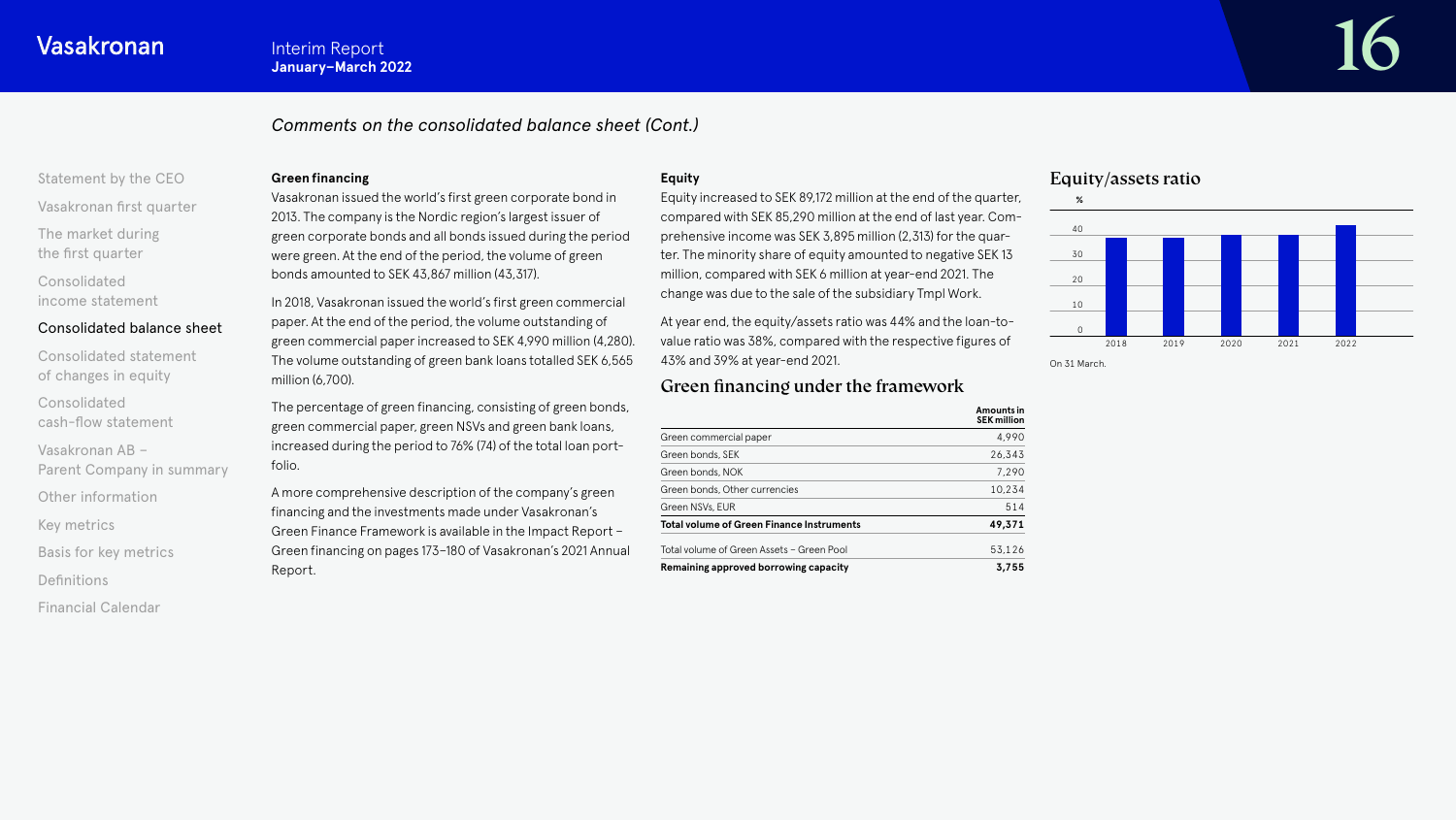*Comments on the consolidated balance sheet (Cont.)*

**Green financing**

Vasakronan issued the world's first green corporate bond in 2013. The company is the Nordic region's largest issuer of green corporate bonds and all bonds issued during the period were green. At the end of the period, the volume of green bonds amounted to SEK 43,867 million (43,317).

In 2018, Vasakronan issued the world's first green commercial paper. At the end of the period, the volume outstanding of green commercial paper increased to SEK 4,990 million (4,280). The volume outstanding of green bank loans totalled SEK 6,565 million (6,700).

The percentage of green financing, consisting of green bonds, green commercial paper, green NSVs and green bank loans, increased during the period to 76% (74) of the total loan portfolio.

A more comprehensive description of the company's green financing and the investments made under Vasakronan's Green Finance Framework is available in the Impact Report – Green financing on pages 173–180 of Vasakronan's 2021 Annual Report.

**Equity**

Equity increased to SEK 89,172 million at the end of the quarter, compared with SEK 85,290 million at the end of last year. Comprehensive income was SEK 3,895 million (2,313) for the quarter. The minority share of equity amounted to negative SEK 13 million, compared with SEK 6 million at year-end 2021. The change was due to the sale of the subsidiary Tmpl Work.

At year end, the equity/assets ratio was 44% and the loan-to-value ratio was 38%, compared with the respective figures of 43% and 39% at year-end 2021.

## Green financing under the framework

| | Amounts in SEK million |
|---|---|
| Green commercial paper | 4,990 |
| Green bonds, SEK | 26,343 |
| Green bonds, NOK | 7,290 |
| Green bonds, Other currencies | 10,234 |
| Green NSVs, EUR | 514 |
| **Total volume of Green Finance Instruments** | **49,371** |
| Total volume of Green Assets – Green Pool | 53,126 |
| **Remaining approved borrowing capacity** | **3,755** |

## Equity/assets ratio

On 31 March.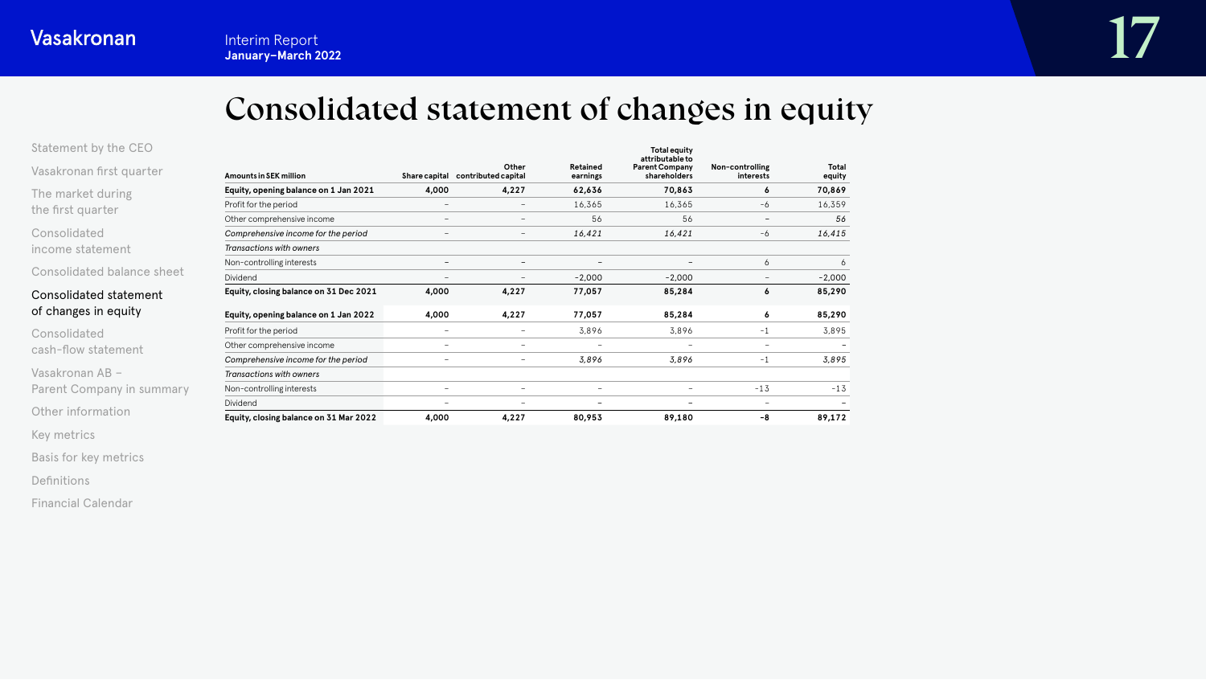# Consolidated statement of changes in equity

| Amounts in SEK million | Share capital | Other contributed capital | Retained earnings | Total equity attributable to Parent Company shareholders | Non-controlling interests | Total equity |
|---|---|---|---|---|---|---|
| **Equity, opening balance on 1 Jan 2021** | **4,000** | **4,227** | **62,636** | **70,863** | **6** | **70,869** |
| Profit for the period | – | – | 16,365 | 16,365 | -6 | 16,359 |
| Other comprehensive income | – | – | 56 | 56 | – | 56 |
| *Comprehensive income for the period* | – | – | *16,421* | *16,421* | -6 | *16,415* |
| *Transactions with owners* | | | | | | |
| Non-controlling interests | – | – | – | – | 6 | 6 |
| Dividend | – | – | -2,000 | -2,000 | – | -2,000 |
| **Equity, closing balance on 31 Dec 2021** | **4,000** | **4,227** | **77,057** | **85,284** | **6** | **85,290** |
| **Equity, opening balance on 1 Jan 2022** | **4,000** | **4,227** | **77,057** | **85,284** | **6** | **85,290** |
| Profit for the period | – | – | 3,896 | 3,896 | -1 | 3,895 |
| Other comprehensive income | – | – | – | – | – | – |
| *Comprehensive income for the period* | – | – | *3,896* | *3,896* | -1 | *3,895* |
| *Transactions with owners* | | | | | | |
| Non-controlling interests | – | – | – | – | -13 | -13 |
| Dividend | – | – | – | – | – | – |
| **Equity, closing balance on 31 Mar 2022** | **4,000** | **4,227** | **80,953** | **89,180** | **-8** | **89,172** |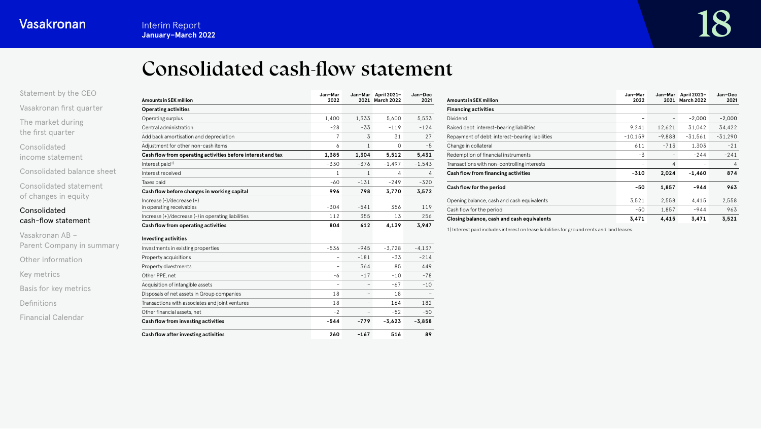# Consolidated cash-flow statement

| Amounts in SEK million | Jan–Mar 2022 | Jan–Mar 2021 | April 2021–March 2022 | Jan–Dec 2021 |
|---|---|---|---|---|
| **Operating activities** | | | | |
| Operating surplus | 1,400 | 1,333 | 5,600 | 5,533 |
| Central administration | -28 | -33 | -119 | -124 |
| Add back amortisation and depreciation | 7 | 3 | 31 | 27 |
| Adjustment for other non-cash items | 6 | 1 | 0 | -5 |
| **Cash flow from operating activities before interest and tax** | **1,385** | **1,304** | **5,512** | **5,431** |
| Interest paid[1] | -330 | -376 | -1,497 | -1,543 |
| Interest received | 1 | 1 | 4 | 4 |
| Taxes paid | -60 | -131 | -249 | -320 |
| **Cash flow before changes in working capital** | **996** | **798** | **3,770** | **3,572** |
| Increase (-)/decrease (+) in operating receivables | -304 | -541 | 356 | 119 |
| Increase (+)/decrease (-) in operating liabilities | 112 | 355 | 13 | 256 |
| **Cash flow from operating activities** | **804** | **612** | **4,139** | **3,947** |
| **Investing activities** | | | | |
| Investments in existing properties | -536 | -945 | -3,728 | -4,137 |
| Property acquisitions | – | -181 | -33 | -214 |
| Property divestments | – | 364 | 85 | 449 |
| Other PPE, net | -6 | -17 | -10 | -78 |
| Acquisition of intangible assets | – | – | -67 | -10 |
| Disposals of net assets in Group companies | 18 | – | 18 | – |
| Transactions with associates and joint ventures | -18 | – | 164 | 182 |
| Other financial assets, net | -2 | – | -52 | -50 |
| **Cash flow from investing activities** | **-544** | **-779** | **-3,623** | **-3,858** |
| **Cash flow after investing activities** | **260** | **-167** | **516** | **89** |

| Amounts in SEK million | Jan–Mar 2022 | Jan–Mar 2021 | April 2021–March 2022 | Jan–Dec 2021 |
|---|---|---|---|---|
| **Financing activities** | | | | |
| Dividend | – | – | -2,000 | -2,000 |
| Raised debt: interest-bearing liabilities | 9,241 | 12,621 | 31,042 | 34,422 |
| Repayment of debt: interest-bearing liabilities | -10,159 | -9,888 | -31,561 | -31,290 |
| Change in collateral | 611 | -713 | 1,303 | -21 |
| Redemption of financial instruments | -3 | – | -244 | -241 |
| Transactions with non-controlling interests | – | 4 | – | 4 |
| **Cash flow from financing activities** | **-310** | **2,024** | **-1,460** | **874** |
| **Cash flow for the period** | **-50** | **1,857** | **-944** | **963** |
| Opening balance, cash and cash equivalents | 3,521 | 2,558 | 4,415 | 2,558 |
| Cash flow for the period | -50 | 1,857 | -944 | 963 |
| **Closing balance, cash and cash equivalents** | **3,471** | **4,415** | **3,471** | **3,521** |

1) Interest paid includes interest on lease liabilities for ground rents and land leases.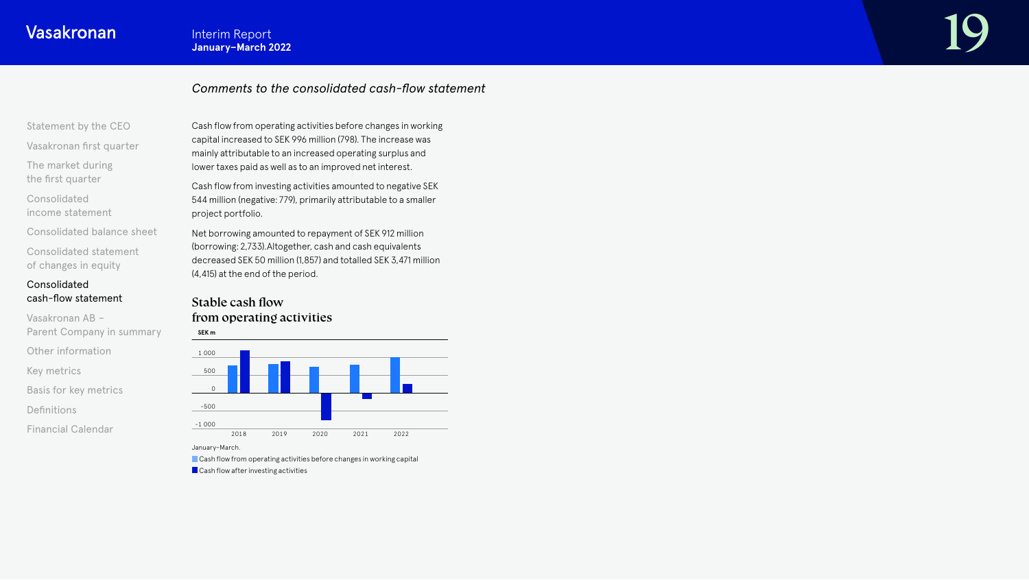*Comments to the consolidated cash-flow statement*

Cash flow from operating activities before changes in working capital increased to SEK 996 million (798). The increase was mainly attributable to an increased operating surplus and lower taxes paid as well as to an improved net interest.

Cash flow from investing activities amounted to negative SEK 544 million (negative: 779), primarily attributable to a smaller project portfolio.

Net borrowing amounted to repayment of SEK 912 million (borrowing: 2,733).Altogether, cash and cash equivalents decreased SEK 50 million (1,857) and totalled SEK 3,471 million (4,415) at the end of the period.

### Stable cash flow from operating activities

SEK m

1 000
500
0
-500
-1 000

2018 2019 2020 2021 2022

January–March.

Cash flow from operating activities before changes in working capital

Cash flow after investing activities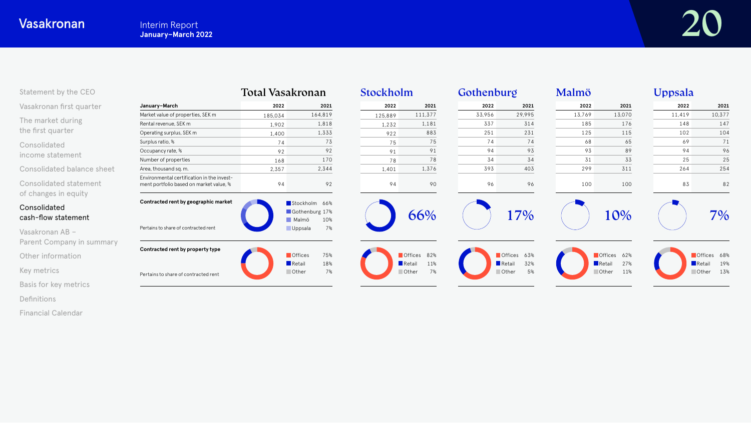| January–March | Total Vasakronan 2022 | Total Vasakronan 2021 | Stockholm 2022 | Stockholm 2021 | Gothenburg 2022 | Gothenburg 2021 | Malmö 2022 | Malmö 2021 | Uppsala 2022 | Uppsala 2021 |
|---|---|---|---|---|---|---|---|---|---|---|
| Market value of properties, SEK m | 185,034 | 164,819 | 125,889 | 111,377 | 33,956 | 29,995 | 13,769 | 13,070 | 11,419 | 10,377 |
| Rental revenue, SEK m | 1,902 | 1,818 | 1,232 | 1,181 | 337 | 314 | 185 | 176 | 148 | 147 |
| Operating surplus, SEK m | 1,400 | 1,333 | 922 | 883 | 251 | 231 | 125 | 115 | 102 | 104 |
| Surplus ratio, % | 74 | 73 | 75 | 75 | 74 | 74 | 68 | 65 | 69 | 71 |
| Occupancy rate, % | 92 | 92 | 91 | 91 | 94 | 93 | 93 | 89 | 94 | 96 |
| Number of properties | 168 | 170 | 78 | 78 | 34 | 34 | 31 | 33 | 25 | 25 |
| Area, thousand sq. m. | 2,357 | 2,344 | 1,401 | 1,376 | 393 | 403 | 299 | 311 | 264 | 254 |
| Environmental certification in the investment portfolio based on market value, % | 94 | 92 | 94 | 90 | 96 | 96 | 100 | 100 | 83 | 82 |

**Contracted rent by geographic market**

Pertains to share of contracted rent

| | Total Vasakronan | Stockholm | Gothenburg | Malmö | Uppsala |
|---|---|---|---|---|---|
| Stockholm | 66% | 66% | | | |
| Gothenburg | 17% | | 17% | | |
| Malmö | 10% | | | 10% | |
| Uppsala | 7% | | | | 7% |

**Contracted rent by property type**

Pertains to share of contracted rent

| | Total Vasakronan | Stockholm | Gothenburg | Malmö | Uppsala |
|---|---|---|---|---|---|
| Offices | 75% | 82% | 63% | 62% | 68% |
| Retail | 18% | 11% | 32% | 27% | 19% |
| Other | 7% | 7% | 5% | 11% | 13% |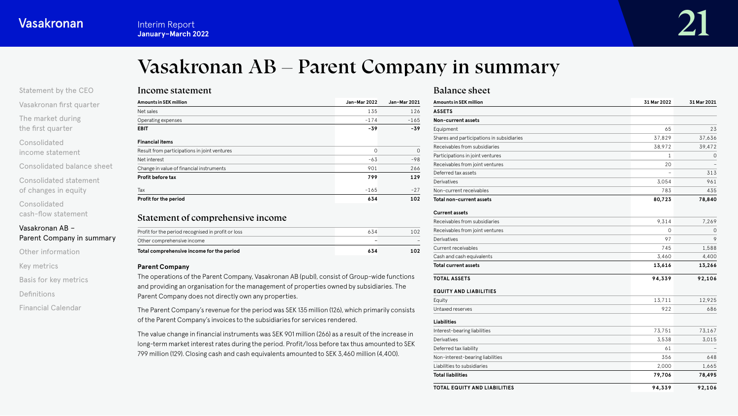# Vasakronan AB – Parent Company in summary

## Income statement

| Amounts in SEK million | Jan–Mar 2022 | Jan–Mar 2021 |
|---|---|---|
| Net sales | 135 | 126 |
| Operating expenses | -174 | -165 |
| **EBIT** | **-39** | **-39** |
| **Financial items** | | |
| Result from participations in joint ventures | 0 | 0 |
| Net interest | -63 | -98 |
| Change in value of financial instruments | 901 | 266 |
| **Profit before tax** | **799** | **129** |
| Tax | -165 | -27 |
| **Profit for the period** | **634** | **102** |

## Statement of comprehensive income

| | | |
|---|---|---|
| Profit for the period recognised in profit or loss | 634 | 102 |
| Other comprehensive income | – | – |
| **Total comprehensive income for the period** | **634** | **102** |

### Parent Company

The operations of the Parent Company, Vasakronan AB (publ), consist of Group-wide functions and providing an organisation for the management of properties owned by subsidiaries. The Parent Company does not directly own any properties.

The Parent Company's revenue for the period was SEK 135 million (126), which primarily consists of the Parent Company's invoices to the subsidiaries for services rendered.

The value change in financial instruments was SEK 901 million (266) as a result of the increase in long-term market interest rates during the period. Profit/loss before tax thus amounted to SEK 799 million (129). Closing cash and cash equivalents amounted to SEK 3,460 million (4,400).

## Balance sheet

| Amounts in SEK million | 31 Mar 2022 | 31 Mar 2021 |
|---|---|---|
| **ASSETS** | | |
| **Non-current assets** | | |
| Equipment | 65 | 23 |
| Shares and participations in subsidiaries | 37,829 | 37,636 |
| Receivables from subsidiaries | 38,972 | 39,472 |
| Participations in joint ventures | 1 | 0 |
| Receivables from joint ventures | 20 | – |
| Deferred tax assets | – | 313 |
| Derivatives | 3,054 | 961 |
| Non-current receivables | 783 | 435 |
| **Total non-current assets** | **80,723** | **78,840** |
| **Current assets** | | |
| Receivables from subsidiaries | 9,314 | 7,269 |
| Receivables from joint ventures | 0 | 0 |
| Derivatives | 97 | 9 |
| Current receivables | 745 | 1,588 |
| Cash and cash equivalents | 3,460 | 4,400 |
| **Total current assets** | **13,616** | **13,266** |
| **TOTAL ASSETS** | **94,339** | **92,106** |
| **EQUITY AND LIABILITIES** | | |
| Equity | 13,711 | 12,925 |
| Untaxed reserves | 922 | 686 |
| **Liabilities** | | |
| Interest-bearing liabilities | 73,751 | 73,167 |
| Derivatives | 3,538 | 3,015 |
| Deferred tax liability | 61 | – |
| Non-interest-bearing liabilities | 356 | 648 |
| Liabilities to subsidiaries | 2,000 | 1,665 |
| **Total liabilities** | **79,706** | **78,495** |
| **TOTAL EQUITY AND LIABILITIES** | **94,339** | **92,106** |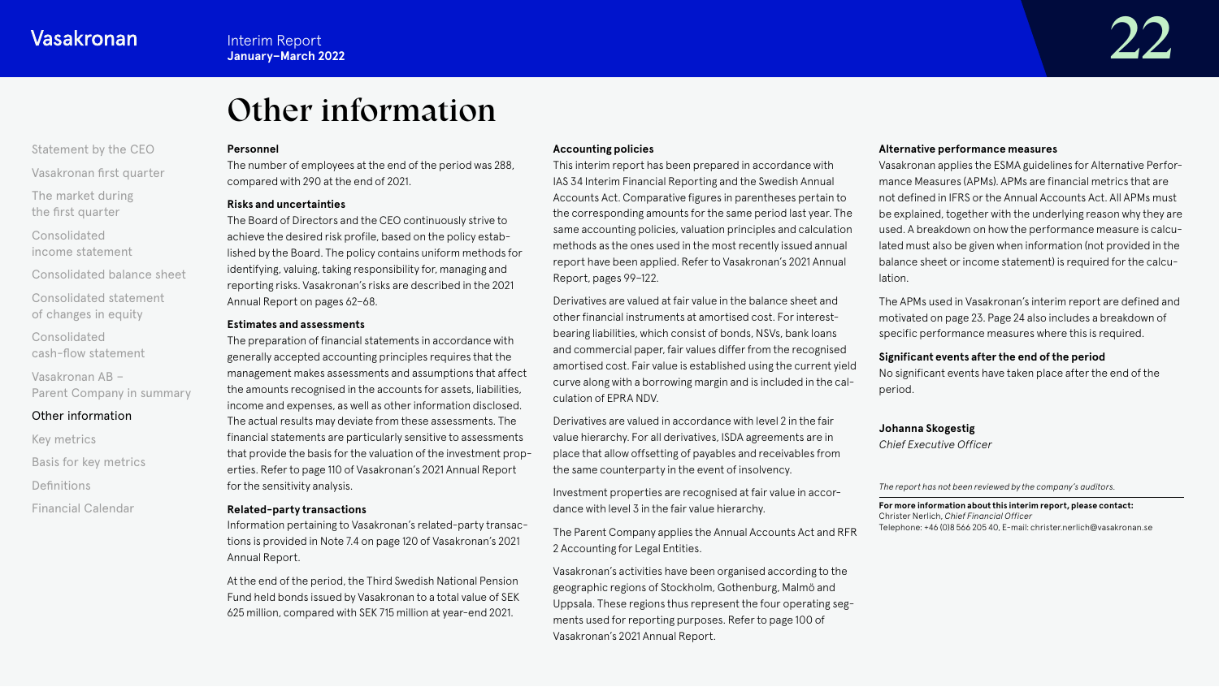# Other information

**Personnel**

The number of employees at the end of the period was 288, compared with 290 at the end of 2021.

**Risks and uncertainties**

The Board of Directors and the CEO continuously strive to achieve the desired risk profile, based on the policy established by the Board. The policy contains uniform methods for identifying, valuing, taking responsibility for, managing and reporting risks. Vasakronan's risks are described in the 2021 Annual Report on pages 62–68.

**Estimates and assessments**

The preparation of financial statements in accordance with generally accepted accounting principles requires that the management makes assessments and assumptions that affect the amounts recognised in the accounts for assets, liabilities, income and expenses, as well as other information disclosed. The actual results may deviate from these assessments. The financial statements are particularly sensitive to assessments that provide the basis for the valuation of the investment properties. Refer to page 110 of Vasakronan's 2021 Annual Report for the sensitivity analysis.

**Related-party transactions**

Information pertaining to Vasakronan's related-party transactions is provided in Note 7.4 on page 120 of Vasakronan's 2021 Annual Report.

At the end of the period, the Third Swedish National Pension Fund held bonds issued by Vasakronan to a total value of SEK 625 million, compared with SEK 715 million at year-end 2021.

**Accounting policies**

This interim report has been prepared in accordance with IAS 34 Interim Financial Reporting and the Swedish Annual Accounts Act. Comparative figures in parentheses pertain to the corresponding amounts for the same period last year. The same accounting policies, valuation principles and calculation methods as the ones used in the most recently issued annual report have been applied. Refer to Vasakronan's 2021 Annual Report, pages 99–122.

Derivatives are valued at fair value in the balance sheet and other financial instruments at amortised cost. For interest-bearing liabilities, which consist of bonds, NSVs, bank loans and commercial paper, fair values differ from the recognised amortised cost. Fair value is established using the current yield curve along with a borrowing margin and is included in the calculation of EPRA NDV.

Derivatives are valued in accordance with level 2 in the fair value hierarchy. For all derivatives, ISDA agreements are in place that allow offsetting of payables and receivables from the same counterparty in the event of insolvency.

Investment properties are recognised at fair value in accordance with level 3 in the fair value hierarchy.

The Parent Company applies the Annual Accounts Act and RFR 2 Accounting for Legal Entities.

Vasakronan's activities have been organised according to the geographic regions of Stockholm, Gothenburg, Malmö and Uppsala. These regions thus represent the four operating segments used for reporting purposes. Refer to page 100 of Vasakronan's 2021 Annual Report.

**Alternative performance measures**

Vasakronan applies the ESMA guidelines for Alternative Performance Measures (APMs). APMs are financial metrics that are not defined in IFRS or the Annual Accounts Act. All APMs must be explained, together with the underlying reason why they are used. A breakdown on how the performance measure is calculated must also be given when information (not provided in the balance sheet or income statement) is required for the calculation.

The APMs used in Vasakronan's interim report are defined and motivated on page 23. Page 24 also includes a breakdown of specific performance measures where this is required.

**Significant events after the end of the period**

No significant events have taken place after the end of the period.

**Johanna Skogestig**

*Chief Executive Officer*

*The report has not been reviewed by the company's auditors.*

**For more information about this interim report, please contact:**
Christer Nerlich, *Chief Financial Officer*
Telephone: +46 (0)8 566 205 40, E-mail: christer.nerlich@vasakronan.se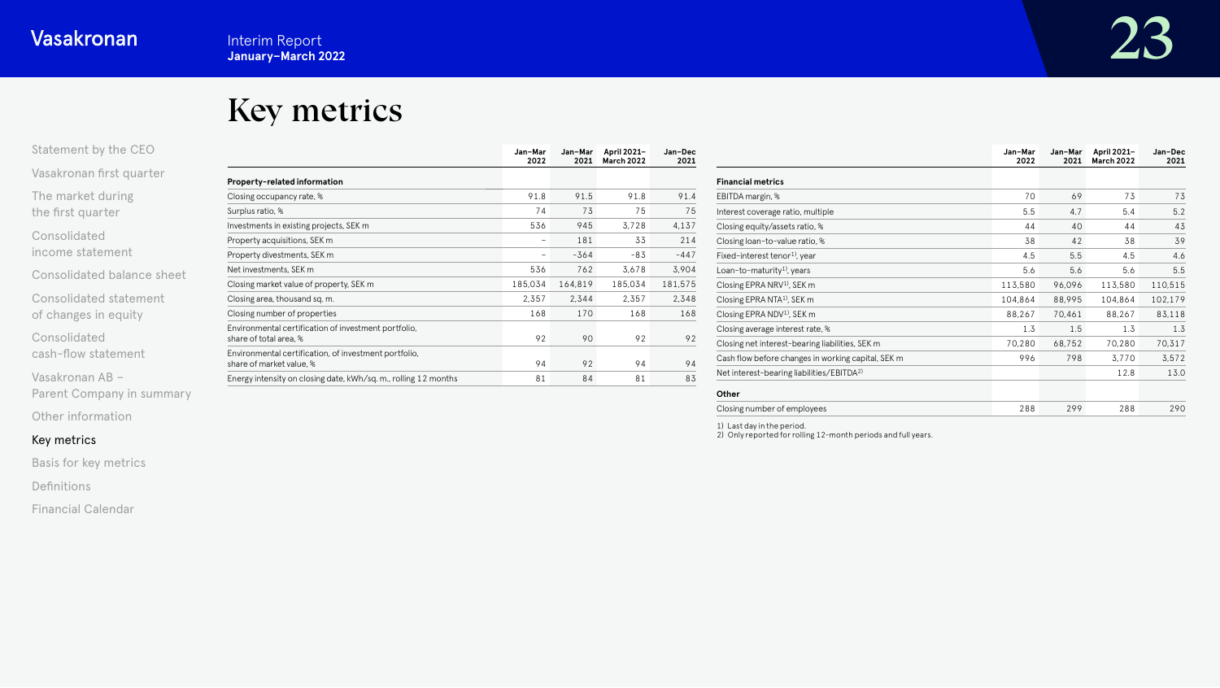# Key metrics

| | Jan–Mar 2022 | Jan–Mar 2021 | April 2021–March 2022 | Jan–Dec 2021 |
|---|---|---|---|---|
| **Property-related information** | | | | |
| Closing occupancy rate, % | 91.8 | 91.5 | 91.8 | 91.4 |
| Surplus ratio, % | 74 | 73 | 75 | 75 |
| Investments in existing projects, SEK m | 536 | 945 | 3,728 | 4,137 |
| Property acquisitions, SEK m | – | 181 | 33 | 214 |
| Property divestments, SEK m | – | -364 | -83 | -447 |
| Net investments, SEK m | 536 | 762 | 3,678 | 3,904 |
| Closing market value of property, SEK m | 185,034 | 164,819 | 185,034 | 181,575 |
| Closing area, thousand sq. m. | 2,357 | 2,344 | 2,357 | 2,348 |
| Closing number of properties | 168 | 170 | 168 | 168 |
| Environmental certification of investment portfolio, share of total area, % | 92 | 90 | 92 | 92 |
| Environmental certification, of investment portfolio, share of market value, % | 94 | 92 | 94 | 94 |
| Energy intensity on closing date, kWh/sq. m., rolling 12 months | 81 | 84 | 81 | 83 |

| | Jan–Mar 2022 | Jan–Mar 2021 | April 2021–March 2022 | Jan–Dec 2021 |
|---|---|---|---|---|
| **Financial metrics** | | | | |
| EBITDA margin, % | 70 | 69 | 73 | 73 |
| Interest coverage ratio, multiple | 5.5 | 4.7 | 5.4 | 5.2 |
| Closing equity/assets ratio, % | 44 | 40 | 44 | 43 |
| Closing loan-to-value ratio, % | 38 | 42 | 38 | 39 |
| Fixed-interest tenor[1], year | 4.5 | 5.5 | 4.5 | 4.6 |
| Loan-to-maturity[1], years | 5.6 | 5.6 | 5.6 | 5.5 |
| Closing EPRA NRV[1], SEK m | 113,580 | 96,096 | 113,580 | 110,515 |
| Closing EPRA NTA[1], SEK m | 104,864 | 88,995 | 104,864 | 102,179 |
| Closing EPRA NDV[1], SEK m | 88,267 | 70,461 | 88,267 | 83,118 |
| Closing average interest rate, % | 1.3 | 1.5 | 1.3 | 1.3 |
| Closing net interest-bearing liabilities, SEK m | 70,280 | 68,752 | 70,280 | 70,317 |
| Cash flow before changes in working capital, SEK m | 996 | 798 | 3,770 | 3,572 |
| Net interest-bearing liabilities/EBITDA[2] | | | 12.8 | 13.0 |
| **Other** | | | | |
| Closing number of employees | 288 | 299 | 288 | 290 |

1) Last day in the period.
2) Only reported for rolling 12-month periods and full years.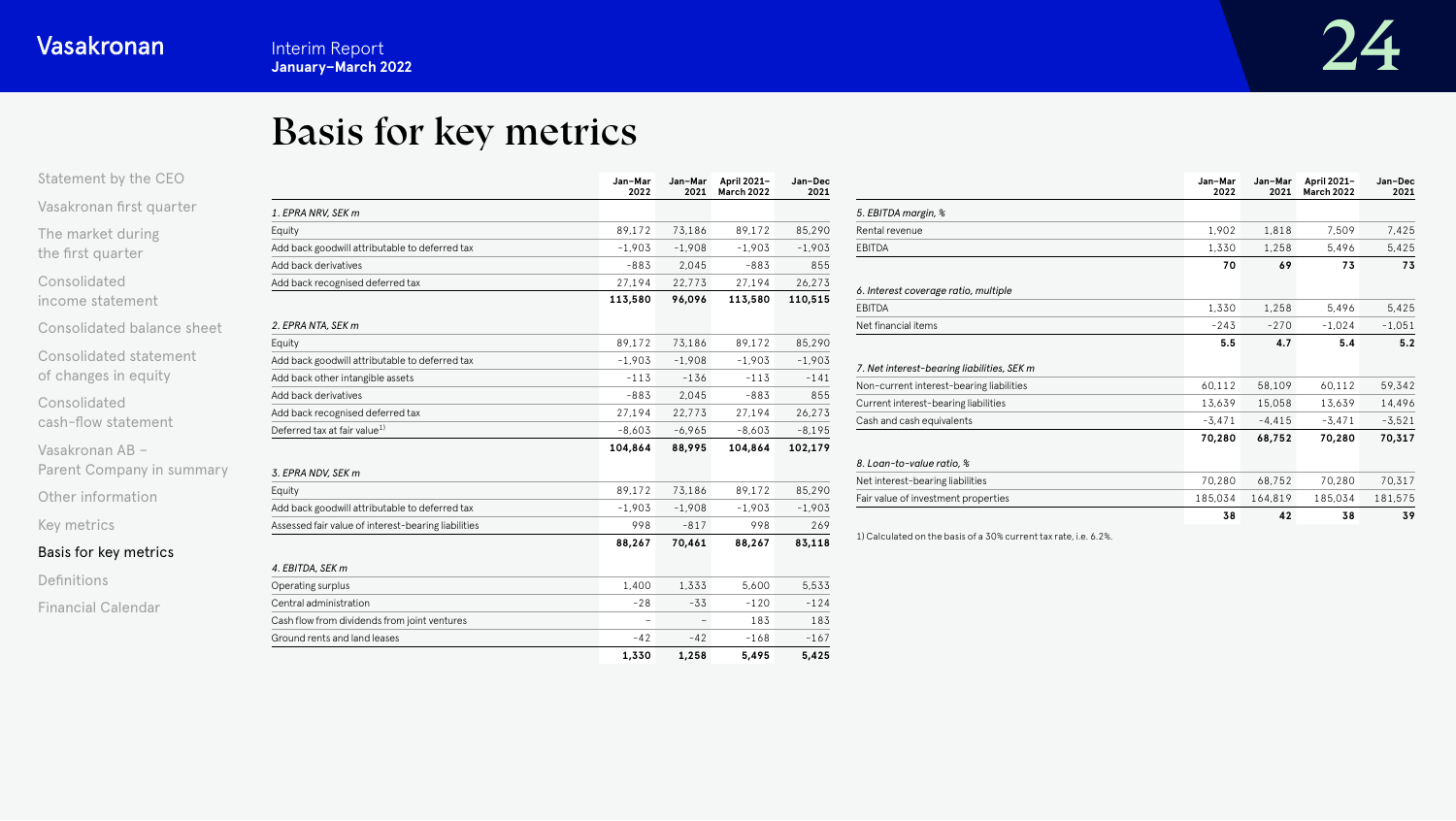# Basis for key metrics

| | Jan–Mar 2022 | Jan–Mar 2021 | April 2021–March 2022 | Jan–Dec 2021 |
|---|---|---|---|---|
| *1. EPRA NRV, SEK m* | | | | |
| Equity | 89,172 | 73,186 | 89,172 | 85,290 |
| Add back goodwill attributable to deferred tax | –1,903 | –1,908 | –1,903 | –1,903 |
| Add back derivatives | –883 | 2,045 | –883 | 855 |
| Add back recognised deferred tax | 27,194 | 22,773 | 27,194 | 26,273 |
| | **113,580** | **96,096** | **113,580** | **110,515** |
| *2. EPRA NTA, SEK m* | | | | |
| Equity | 89,172 | 73,186 | 89,172 | 85,290 |
| Add back goodwill attributable to deferred tax | –1,903 | –1,908 | –1,903 | –1,903 |
| Add back other intangible assets | –113 | –136 | –113 | –141 |
| Add back derivatives | –883 | 2,045 | –883 | 855 |
| Add back recognised deferred tax | 27,194 | 22,773 | 27,194 | 26,273 |
| Deferred tax at fair value[1] | –8,603 | –6,965 | –8,603 | –8,195 |
| | **104,864** | **88,995** | **104,864** | **102,179** |
| *3. EPRA NDV, SEK m* | | | | |
| Equity | 89,172 | 73,186 | 89,172 | 85,290 |
| Add back goodwill attributable to deferred tax | –1,903 | –1,908 | –1,903 | –1,903 |
| Assessed fair value of interest-bearing liabilities | 998 | –817 | 998 | 269 |
| | **88,267** | **70,461** | **88,267** | **83,118** |
| *4. EBITDA, SEK m* | | | | |
| Operating surplus | 1,400 | 1,333 | 5,600 | 5,533 |
| Central administration | –28 | –33 | –120 | –124 |
| Cash flow from dividends from joint ventures | – | – | 183 | 183 |
| Ground rents and land leases | –42 | –42 | –168 | –167 |
| | **1,330** | **1,258** | **5,495** | **5,425** |

| | Jan–Mar 2022 | Jan–Mar 2021 | April 2021–March 2022 | Jan–Dec 2021 |
|---|---|---|---|---|
| *5. EBITDA margin, %* | | | | |
| Rental revenue | 1,902 | 1,818 | 7,509 | 7,425 |
| EBITDA | 1,330 | 1,258 | 5,496 | 5,425 |
| | **70** | **69** | **73** | **73** |
| *6. Interest coverage ratio, multiple* | | | | |
| EBITDA | 1,330 | 1,258 | 5,496 | 5,425 |
| Net financial items | –243 | –270 | –1,024 | –1,051 |
| | **5.5** | **4.7** | **5.4** | **5.2** |
| *7. Net interest-bearing liabilities, SEK m* | | | | |
| Non-current interest-bearing liabilities | 60,112 | 58,109 | 60,112 | 59,342 |
| Current interest-bearing liabilities | 13,639 | 15,058 | 13,639 | 14,496 |
| Cash and cash equivalents | –3,471 | –4,415 | –3,471 | –3,521 |
| | **70,280** | **68,752** | **70,280** | **70,317** |
| *8. Loan-to-value ratio, %* | | | | |
| Net interest-bearing liabilities | 70,280 | 68,752 | 70,280 | 70,317 |
| Fair value of investment properties | 185,034 | 164,819 | 185,034 | 181,575 |
| | **38** | **42** | **38** | **39** |

1) Calculated on the basis of a 30% current tax rate, i.e. 6.2%.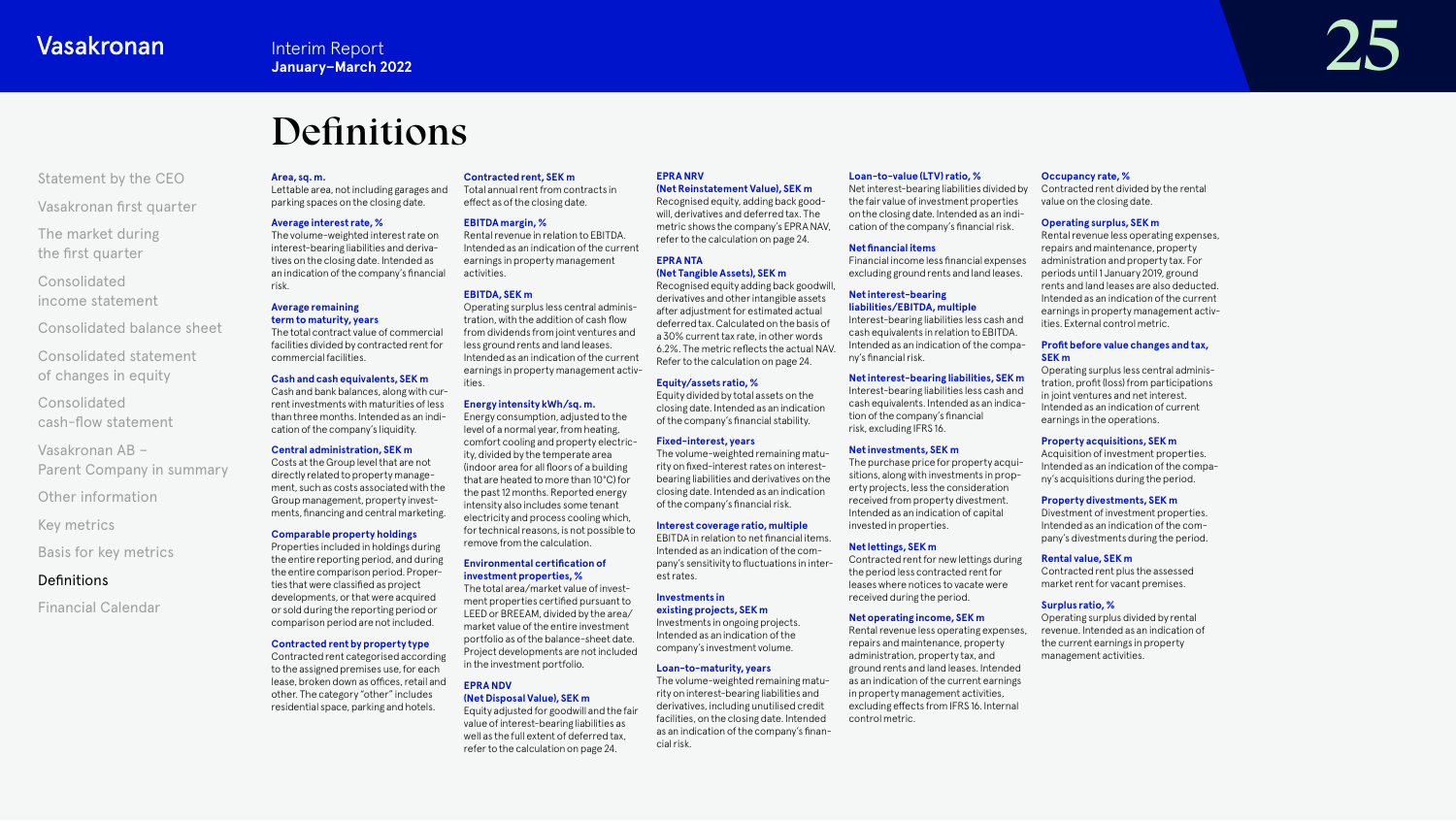# Definitions

**Area, sq. m.**
Lettable area, not including garages and parking spaces on the closing date.

**Average interest rate, %**
The volume-weighted interest rate on interest-bearing liabilities and derivatives on the closing date. Intended as an indication of the company's financial risk.

**Average remaining term to maturity, years**
The total contract value of commercial facilities divided by contracted rent for commercial facilities.

**Cash and cash equivalents, SEK m**
Cash and bank balances, along with current investments with maturities of less than three months. Intended as an indication of the company's liquidity.

**Central administration, SEK m**
Costs at the Group level that are not directly related to property management, such as costs associated with the Group management, property investments, financing and central marketing.

**Comparable property holdings**
Properties included in holdings during the entire reporting period, and during the entire comparison period. Properties that were classified as project developments, or that were acquired or sold during the reporting period or comparison period are not included.

**Contracted rent by property type**
Contracted rent categorised according to the assigned premises use, for each lease, broken down as offices, retail and other. The category "other" includes residential space, parking and hotels.

**Contracted rent, SEK m**
Total annual rent from contracts in effect as of the closing date.

**EBITDA margin, %**
Rental revenue in relation to EBITDA. Intended as an indication of the current earnings in property management activities.

**EBITDA, SEK m**
Operating surplus less central administration, with the addition of cash flow from dividends from joint ventures and less ground rents and land leases. Intended as an indication of the current earnings in property management activities.

**Energy intensity kWh/sq. m.**
Energy consumption, adjusted to the level of a normal year, from heating, comfort cooling and property electricity, divided by the temperate area (indoor area for all floors of a building that are heated to more than 10°C) for the past 12 months. Reported energy intensity also includes some tenant electricity and process cooling which, for technical reasons, is not possible to remove from the calculation.

**Environmental certification of investment properties, %**
The total area/market value of investment properties certified pursuant to LEED or BREEAM, divided by the area/market value of the entire investment portfolio as of the balance-sheet date. Project developments are not included in the investment portfolio.

**EPRA NDV (Net Disposal Value), SEK m**
Equity adjusted for goodwill and the fair value of interest-bearing liabilities as well as the full extent of deferred tax, refer to the calculation on page 24.

**EPRA NRV (Net Reinstatement Value), SEK m**
Recognised equity, adding back goodwill, derivatives and deferred tax. The metric shows the company's EPRA NAV, refer to the calculation on page 24.

**EPRA NTA (Net Tangible Assets), SEK m**
Recognised equity adding back goodwill, derivatives and other intangible assets after adjustment for estimated actual deferred tax. Calculated on the basis of a 30% current tax rate, in other words 6.2%. The metric reflects the actual NAV. Refer to the calculation on page 24.

**Equity/assets ratio, %**
Equity divided by total assets on the closing date. Intended as an indication of the company's financial stability.

**Fixed-interest, years**
The volume-weighted remaining maturity on fixed-interest rates on interest-bearing liabilities and derivatives on the closing date. Intended as an indication of the company's financial risk.

**Interest coverage ratio, multiple**
EBITDA in relation to net financial items. Intended as an indication of the company's sensitivity to fluctuations in interest rates.

**Investments in existing projects, SEK m**
Investments in ongoing projects. Intended as an indication of the company's investment volume.

**Loan-to-maturity, years**
The volume-weighted remaining maturity on interest-bearing liabilities and derivatives, including unutilised credit facilities, on the closing date. Intended as an indication of the company's financial risk.

**Loan-to-value (LTV) ratio, %**
Net interest-bearing liabilities divided by the fair value of investment properties on the closing date. Intended as an indication of the company's financial risk.

**Net financial items**
Financial income less financial expenses excluding ground rents and land leases.

**Net interest-bearing liabilities/EBITDA, multiple**
Interest-bearing liabilities less cash and cash equivalents in relation to EBITDA. Intended as an indication of the company's financial risk.

**Net interest-bearing liabilities, SEK m**
Interest-bearing liabilities less cash and cash equivalents. Intended as an indication of the company's financial risk, excluding IFRS 16.

**Net investments, SEK m**
The purchase price for property acquisitions, along with investments in property projects, less the consideration received from property divestment. Intended as an indication of capital invested in properties.

**Net lettings, SEK m**
Contracted rent for new lettings during the period less contracted rent for leases where notices to vacate were received during the period.

**Net operating income, SEK m**
Rental revenue less operating expenses, repairs and maintenance, property administration, property tax, and ground rents and land leases. Intended as an indication of the current earnings in property management activities, excluding effects from IFRS 16. Internal control metric.

**Occupancy rate, %**
Contracted rent divided by the rental value on the closing date.

**Operating surplus, SEK m**
Rental revenue less operating expenses, repairs and maintenance, property administration and property tax. For periods until 1 January 2019, ground rents and land leases are also deducted. Intended as an indication of the current earnings in property management activities. External control metric.

**Profit before value changes and tax, SEK m**
Operating surplus less central administration, profit (loss) from participations in joint ventures and net interest. Intended as an indication of current earnings in the operations.

**Property acquisitions, SEK m**
Acquisition of investment properties. Intended as an indication of the company's acquisitions during the period.

**Property divestments, SEK m**
Divestment of investment properties. Intended as an indication of the company's divestments during the period.

**Rental value, SEK m**
Contracted rent plus the assessed market rent for vacant premises.

**Surplus ratio, %**
Operating surplus divided by rental revenue. Intended as an indication of the current earnings in property management activities.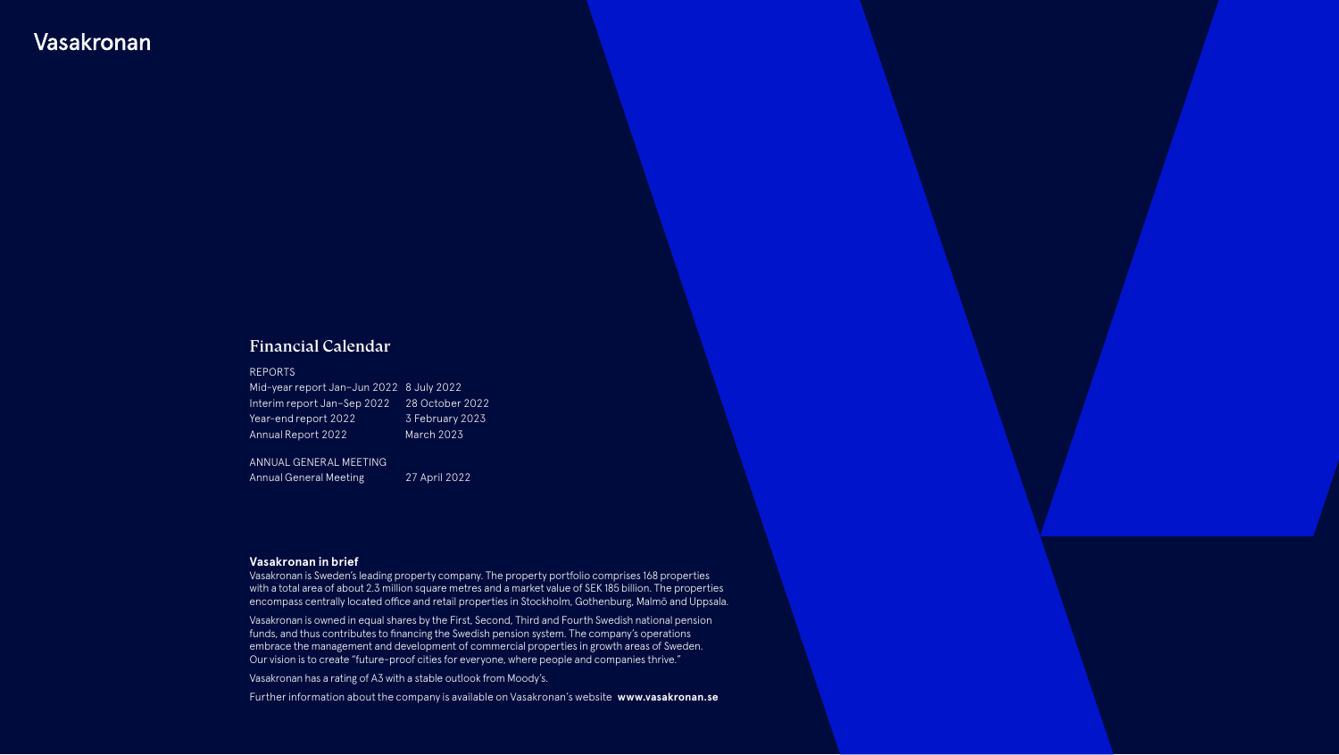Vasakronan

## Financial Calendar

| | |
|---|---|
| REPORTS | |
| Mid-year report Jan–Jun 2022 | 8 July 2022 |
| Interim report Jan–Sep 2022 | 28 October 2022 |
| Year-end report 2022 | 3 February 2023 |
| Annual Report 2022 | March 2023 |
| ANNUAL GENERAL MEETING | |
| Annual General Meeting | 27 April 2022 |

**Vasakronan in brief**

Vasakronan is Sweden's leading property company. The property portfolio comprises 168 properties with a total area of about 2.3 million square metres and a market value of SEK 185 billion. The properties encompass centrally located office and retail properties in Stockholm, Gothenburg, Malmö and Uppsala.

Vasakronan is owned in equal shares by the First, Second, Third and Fourth Swedish national pension funds, and thus contributes to financing the Swedish pension system. The company's operations embrace the management and development of commercial properties in growth areas of Sweden. Our vision is to create "future-proof cities for everyone, where people and companies thrive."

Vasakronan has a rating of A3 with a stable outlook from Moody's.

Further information about the company is available on Vasakronan's website **www.vasakronan.se**